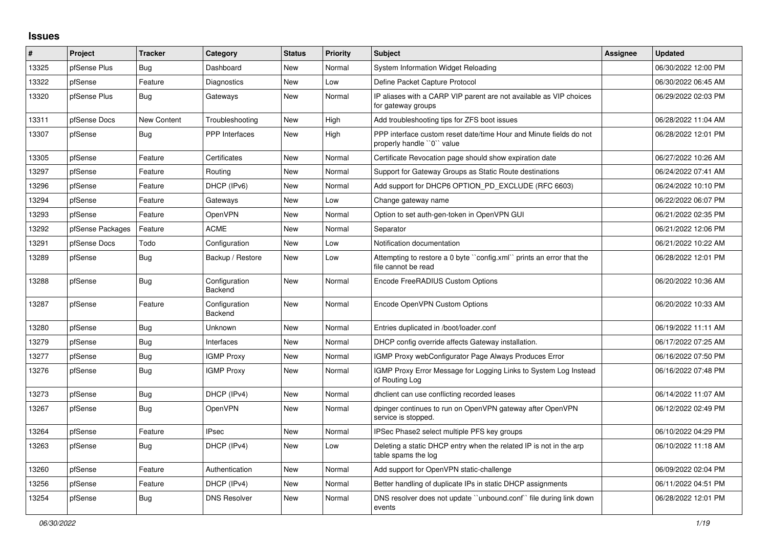## Issues

| # | Project | Tracker | Category | Status | Priority | Subject | Assignee | Updated |
|---|---|---|---|---|---|---|---|---|
| 13325 | pfSense Plus | Bug | Dashboard | New | Normal | System Information Widget Reloading | | 06/30/2022 12:00 PM |
| 13322 | pfSense | Feature | Diagnostics | New | Low | Define Packet Capture Protocol | | 06/30/2022 06:45 AM |
| 13320 | pfSense Plus | Bug | Gateways | New | Normal | IP aliases with a CARP VIP parent are not available as VIP choices for gateway groups | | 06/29/2022 02:03 PM |
| 13311 | pfSense Docs | New Content | Troubleshooting | New | High | Add troubleshooting tips for ZFS boot issues | | 06/28/2022 11:04 AM |
| 13307 | pfSense | Bug | PPP Interfaces | New | High | PPP interface custom reset date/time Hour and Minute fields do not properly handle ``0`` value | | 06/28/2022 12:01 PM |
| 13305 | pfSense | Feature | Certificates | New | Normal | Certificate Revocation page should show expiration date | | 06/27/2022 10:26 AM |
| 13297 | pfSense | Feature | Routing | New | Normal | Support for Gateway Groups as Static Route destinations | | 06/24/2022 07:41 AM |
| 13296 | pfSense | Feature | DHCP (IPv6) | New | Normal | Add support for DHCP6 OPTION_PD_EXCLUDE (RFC 6603) | | 06/24/2022 10:10 PM |
| 13294 | pfSense | Feature | Gateways | New | Low | Change gateway name | | 06/22/2022 06:07 PM |
| 13293 | pfSense | Feature | OpenVPN | New | Normal | Option to set auth-gen-token in OpenVPN GUI | | 06/21/2022 02:35 PM |
| 13292 | pfSense Packages | Feature | ACME | New | Normal | Separator | | 06/21/2022 12:06 PM |
| 13291 | pfSense Docs | Todo | Configuration | New | Low | Notification documentation | | 06/21/2022 10:22 AM |
| 13289 | pfSense | Bug | Backup / Restore | New | Low | Attempting to restore a 0 byte ``config.xml`` prints an error that the file cannot be read | | 06/28/2022 12:01 PM |
| 13288 | pfSense | Bug | Configuration Backend | New | Normal | Encode FreeRADIUS Custom Options | | 06/20/2022 10:36 AM |
| 13287 | pfSense | Feature | Configuration Backend | New | Normal | Encode OpenVPN Custom Options | | 06/20/2022 10:33 AM |
| 13280 | pfSense | Bug | Unknown | New | Normal | Entries duplicated in /boot/loader.conf | | 06/19/2022 11:11 AM |
| 13279 | pfSense | Bug | Interfaces | New | Normal | DHCP config override affects Gateway installation. | | 06/17/2022 07:25 AM |
| 13277 | pfSense | Bug | IGMP Proxy | New | Normal | IGMP Proxy webConfigurator Page Always Produces Error | | 06/16/2022 07:50 PM |
| 13276 | pfSense | Bug | IGMP Proxy | New | Normal | IGMP Proxy Error Message for Logging Links to System Log Instead of Routing Log | | 06/16/2022 07:48 PM |
| 13273 | pfSense | Bug | DHCP (IPv4) | New | Normal | dhclient can use conflicting recorded leases | | 06/14/2022 11:07 AM |
| 13267 | pfSense | Bug | OpenVPN | New | Normal | dpinger continues to run on OpenVPN gateway after OpenVPN service is stopped. | | 06/12/2022 02:49 PM |
| 13264 | pfSense | Feature | IPsec | New | Normal | IPSec Phase2 select multiple PFS key groups | | 06/10/2022 04:29 PM |
| 13263 | pfSense | Bug | DHCP (IPv4) | New | Low | Deleting a static DHCP entry when the related IP is not in the arp table spams the log | | 06/10/2022 11:18 AM |
| 13260 | pfSense | Feature | Authentication | New | Normal | Add support for OpenVPN static-challenge | | 06/09/2022 02:04 PM |
| 13256 | pfSense | Feature | DHCP (IPv4) | New | Normal | Better handling of duplicate IPs in static DHCP assignments | | 06/11/2022 04:51 PM |
| 13254 | pfSense | Bug | DNS Resolver | New | Normal | DNS resolver does not update ``unbound.conf`` file during link down events | | 06/28/2022 12:01 PM |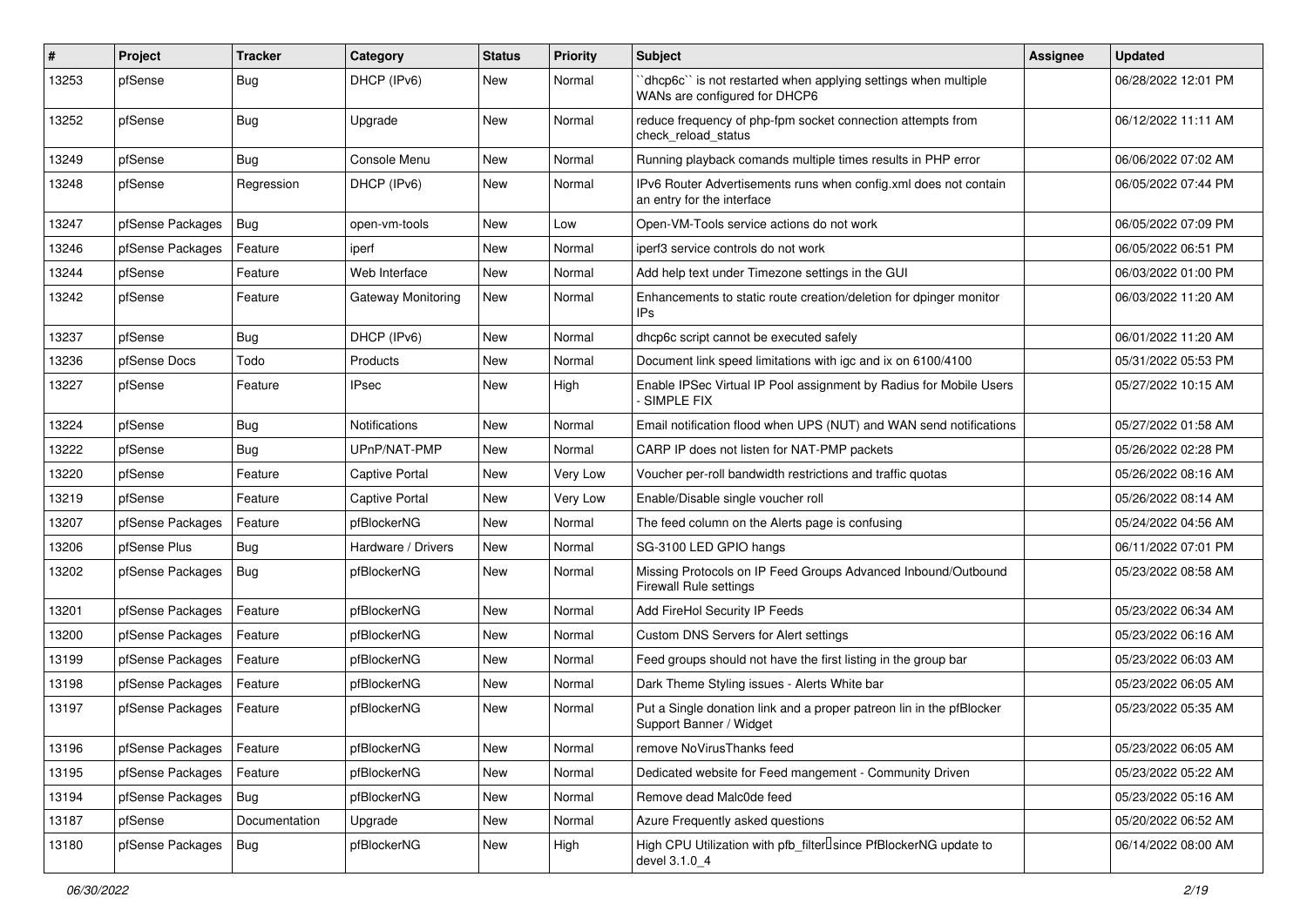| # | Project | Tracker | Category | Status | Priority | Subject | Assignee | Updated |
| --- | --- | --- | --- | --- | --- | --- | --- | --- |
| 13253 | pfSense | Bug | DHCP (IPv6) | New | Normal | ``dhcp6c`` is not restarted when applying settings when multiple WANs are configured for DHCP6 | | 06/28/2022 12:01 PM |
| 13252 | pfSense | Bug | Upgrade | New | Normal | reduce frequency of php-fpm socket connection attempts from check_reload_status | | 06/12/2022 11:11 AM |
| 13249 | pfSense | Bug | Console Menu | New | Normal | Running playback comands multiple times results in PHP error | | 06/06/2022 07:02 AM |
| 13248 | pfSense | Regression | DHCP (IPv6) | New | Normal | IPv6 Router Advertisements runs when config.xml does not contain an entry for the interface | | 06/05/2022 07:44 PM |
| 13247 | pfSense Packages | Bug | open-vm-tools | New | Low | Open-VM-Tools service actions do not work | | 06/05/2022 07:09 PM |
| 13246 | pfSense Packages | Feature | iperf | New | Normal | iperf3 service controls do not work | | 06/05/2022 06:51 PM |
| 13244 | pfSense | Feature | Web Interface | New | Normal | Add help text under Timezone settings in the GUI | | 06/03/2022 01:00 PM |
| 13242 | pfSense | Feature | Gateway Monitoring | New | Normal | Enhancements to static route creation/deletion for dpinger monitor IPs | | 06/03/2022 11:20 AM |
| 13237 | pfSense | Bug | DHCP (IPv6) | New | Normal | dhcp6c script cannot be executed safely | | 06/01/2022 11:20 AM |
| 13236 | pfSense Docs | Todo | Products | New | Normal | Document link speed limitations with igc and ix on 6100/4100 | | 05/31/2022 05:53 PM |
| 13227 | pfSense | Feature | IPsec | New | High | Enable IPSec Virtual IP Pool assignment by Radius for Mobile Users - SIMPLE FIX | | 05/27/2022 10:15 AM |
| 13224 | pfSense | Bug | Notifications | New | Normal | Email notification flood when UPS (NUT) and WAN send notifications | | 05/27/2022 01:58 AM |
| 13222 | pfSense | Bug | UPnP/NAT-PMP | New | Normal | CARP IP does not listen for NAT-PMP packets | | 05/26/2022 02:28 PM |
| 13220 | pfSense | Feature | Captive Portal | New | Very Low | Voucher per-roll bandwidth restrictions and traffic quotas | | 05/26/2022 08:16 AM |
| 13219 | pfSense | Feature | Captive Portal | New | Very Low | Enable/Disable single voucher roll | | 05/26/2022 08:14 AM |
| 13207 | pfSense Packages | Feature | pfBlockerNG | New | Normal | The feed column on the Alerts page is confusing | | 05/24/2022 04:56 AM |
| 13206 | pfSense Plus | Bug | Hardware / Drivers | New | Normal | SG-3100 LED GPIO hangs | | 06/11/2022 07:01 PM |
| 13202 | pfSense Packages | Bug | pfBlockerNG | New | Normal | Missing Protocols on IP Feed Groups Advanced Inbound/Outbound Firewall Rule settings | | 05/23/2022 08:58 AM |
| 13201 | pfSense Packages | Feature | pfBlockerNG | New | Normal | Add FireHol Security IP Feeds | | 05/23/2022 06:34 AM |
| 13200 | pfSense Packages | Feature | pfBlockerNG | New | Normal | Custom DNS Servers for Alert settings | | 05/23/2022 06:16 AM |
| 13199 | pfSense Packages | Feature | pfBlockerNG | New | Normal | Feed groups should not have the first listing in the group bar | | 05/23/2022 06:03 AM |
| 13198 | pfSense Packages | Feature | pfBlockerNG | New | Normal | Dark Theme Styling issues - Alerts White bar | | 05/23/2022 06:05 AM |
| 13197 | pfSense Packages | Feature | pfBlockerNG | New | Normal | Put a Single donation link and a proper patreon lin in the pfBlocker Support Banner / Widget | | 05/23/2022 05:35 AM |
| 13196 | pfSense Packages | Feature | pfBlockerNG | New | Normal | remove NoVirusThanks feed | | 05/23/2022 06:05 AM |
| 13195 | pfSense Packages | Feature | pfBlockerNG | New | Normal | Dedicated website for Feed mangement - Community Driven | | 05/23/2022 05:22 AM |
| 13194 | pfSense Packages | Bug | pfBlockerNG | New | Normal | Remove dead Malc0de feed | | 05/23/2022 05:16 AM |
| 13187 | pfSense | Documentation | Upgrade | New | Normal | Azure Frequently asked questions | | 05/20/2022 06:52 AM |
| 13180 | pfSense Packages | Bug | pfBlockerNG | New | High | High CPU Utilization with pfb_filter since PfBlockerNG update to devel 3.1.0_4 | | 06/14/2022 08:00 AM |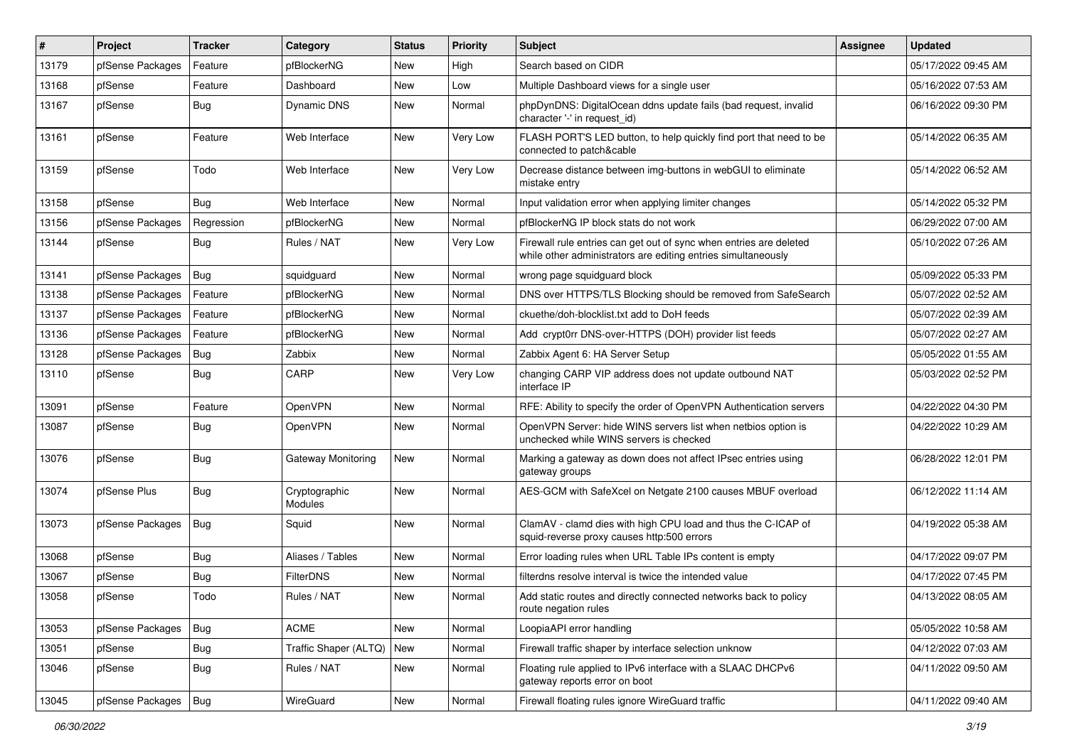| # | Project | Tracker | Category | Status | Priority | Subject | Assignee | Updated |
|---|---|---|---|---|---|---|---|---|
| 13179 | pfSense Packages | Feature | pfBlockerNG | New | High | Search based on CIDR | | 05/17/2022 09:45 AM |
| 13168 | pfSense | Feature | Dashboard | New | Low | Multiple Dashboard views for a single user | | 05/16/2022 07:53 AM |
| 13167 | pfSense | Bug | Dynamic DNS | New | Normal | phpDynDNS: DigitalOcean ddns update fails (bad request, invalid character '-' in request_id) | | 06/16/2022 09:30 PM |
| 13161 | pfSense | Feature | Web Interface | New | Very Low | FLASH PORT'S LED button, to help quickly find port that need to be connected to patch&cable | | 05/14/2022 06:35 AM |
| 13159 | pfSense | Todo | Web Interface | New | Very Low | Decrease distance between img-buttons in webGUI to eliminate mistake entry | | 05/14/2022 06:52 AM |
| 13158 | pfSense | Bug | Web Interface | New | Normal | Input validation error when applying limiter changes | | 05/14/2022 05:32 PM |
| 13156 | pfSense Packages | Regression | pfBlockerNG | New | Normal | pfBlockerNG IP block stats do not work | | 06/29/2022 07:00 AM |
| 13144 | pfSense | Bug | Rules / NAT | New | Very Low | Firewall rule entries can get out of sync when entries are deleted while other administrators are editing entries simultaneously | | 05/10/2022 07:26 AM |
| 13141 | pfSense Packages | Bug | squidguard | New | Normal | wrong page squidguard block | | 05/09/2022 05:33 PM |
| 13138 | pfSense Packages | Feature | pfBlockerNG | New | Normal | DNS over HTTPS/TLS Blocking should be removed from SafeSearch | | 05/07/2022 02:52 AM |
| 13137 | pfSense Packages | Feature | pfBlockerNG | New | Normal | ckuethe/doh-blocklist.txt add to DoH feeds | | 05/07/2022 02:39 AM |
| 13136 | pfSense Packages | Feature | pfBlockerNG | New | Normal | Add crypt0rr DNS-over-HTTPS (DOH) provider list feeds | | 05/07/2022 02:27 AM |
| 13128 | pfSense Packages | Bug | Zabbix | New | Normal | Zabbix Agent 6: HA Server Setup | | 05/05/2022 01:55 AM |
| 13110 | pfSense | Bug | CARP | New | Very Low | changing CARP VIP address does not update outbound NAT interface IP | | 05/03/2022 02:52 PM |
| 13091 | pfSense | Feature | OpenVPN | New | Normal | RFE: Ability to specify the order of OpenVPN Authentication servers | | 04/22/2022 04:30 PM |
| 13087 | pfSense | Bug | OpenVPN | New | Normal | OpenVPN Server: hide WINS servers list when netbios option is unchecked while WINS servers is checked | | 04/22/2022 10:29 AM |
| 13076 | pfSense | Bug | Gateway Monitoring | New | Normal | Marking a gateway as down does not affect IPsec entries using gateway groups | | 06/28/2022 12:01 PM |
| 13074 | pfSense Plus | Bug | Cryptographic Modules | New | Normal | AES-GCM with SafeXcel on Netgate 2100 causes MBUF overload | | 06/12/2022 11:14 AM |
| 13073 | pfSense Packages | Bug | Squid | New | Normal | ClamAV - clamd dies with high CPU load and thus the C-ICAP of squid-reverse proxy causes http:500 errors | | 04/19/2022 05:38 AM |
| 13068 | pfSense | Bug | Aliases / Tables | New | Normal | Error loading rules when URL Table IPs content is empty | | 04/17/2022 09:07 PM |
| 13067 | pfSense | Bug | FilterDNS | New | Normal | filterdns resolve interval is twice the intended value | | 04/17/2022 07:45 PM |
| 13058 | pfSense | Todo | Rules / NAT | New | Normal | Add static routes and directly connected networks back to policy route negation rules | | 04/13/2022 08:05 AM |
| 13053 | pfSense Packages | Bug | ACME | New | Normal | LoopiaAPI error handling | | 05/05/2022 10:58 AM |
| 13051 | pfSense | Bug | Traffic Shaper (ALTQ) | New | Normal | Firewall traffic shaper by interface selection unknow | | 04/12/2022 07:03 AM |
| 13046 | pfSense | Bug | Rules / NAT | New | Normal | Floating rule applied to IPv6 interface with a SLAAC DHCPv6 gateway reports error on boot | | 04/11/2022 09:50 AM |
| 13045 | pfSense Packages | Bug | WireGuard | New | Normal | Firewall floating rules ignore WireGuard traffic | | 04/11/2022 09:40 AM |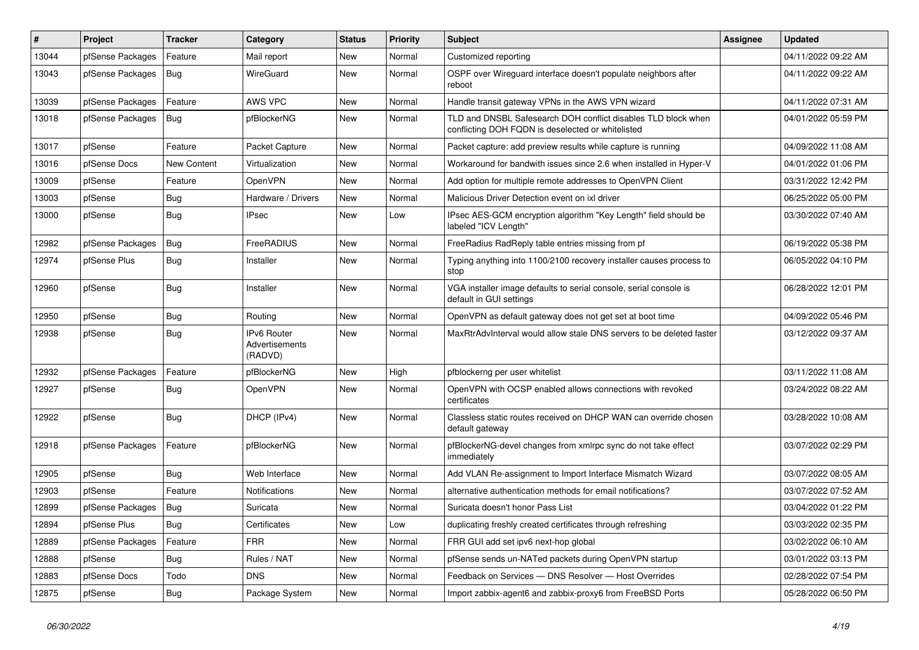| # | Project | Tracker | Category | Status | Priority | Subject | Assignee | Updated |
|---|---|---|---|---|---|---|---|---|
| 13044 | pfSense Packages | Feature | Mail report | New | Normal | Customized reporting | | 04/11/2022 09:22 AM |
| 13043 | pfSense Packages | Bug | WireGuard | New | Normal | OSPF over Wireguard interface doesn't populate neighbors after reboot | | 04/11/2022 09:22 AM |
| 13039 | pfSense Packages | Feature | AWS VPC | New | Normal | Handle transit gateway VPNs in the AWS VPN wizard | | 04/11/2022 07:31 AM |
| 13018 | pfSense Packages | Bug | pfBlockerNG | New | Normal | TLD and DNSBL Safesearch DOH conflict disables TLD block when conflicting DOH FQDN is deselected or whitelisted | | 04/01/2022 05:59 PM |
| 13017 | pfSense | Feature | Packet Capture | New | Normal | Packet capture: add preview results while capture is running | | 04/09/2022 11:08 AM |
| 13016 | pfSense Docs | New Content | Virtualization | New | Normal | Workaround for bandwith issues since 2.6 when installed in Hyper-V | | 04/01/2022 01:06 PM |
| 13009 | pfSense | Feature | OpenVPN | New | Normal | Add option for multiple remote addresses to OpenVPN Client | | 03/31/2022 12:42 PM |
| 13003 | pfSense | Bug | Hardware / Drivers | New | Normal | Malicious Driver Detection event on ixl driver | | 06/25/2022 05:00 PM |
| 13000 | pfSense | Bug | IPsec | New | Low | IPsec AES-GCM encryption algorithm "Key Length" field should be labeled "ICV Length" | | 03/30/2022 07:40 AM |
| 12982 | pfSense Packages | Bug | FreeRADIUS | New | Normal | FreeRadius RadReply table entries missing from pf | | 06/19/2022 05:38 PM |
| 12974 | pfSense Plus | Bug | Installer | New | Normal | Typing anything into 1100/2100 recovery installer causes process to stop | | 06/05/2022 04:10 PM |
| 12960 | pfSense | Bug | Installer | New | Normal | VGA installer image defaults to serial console, serial console is default in GUI settings | | 06/28/2022 12:01 PM |
| 12950 | pfSense | Bug | Routing | New | Normal | OpenVPN as default gateway does not get set at boot time | | 04/09/2022 05:46 PM |
| 12938 | pfSense | Bug | IPv6 Router Advertisements (RADVD) | New | Normal | MaxRtrAdvInterval would allow stale DNS servers to be deleted faster | | 03/12/2022 09:37 AM |
| 12932 | pfSense Packages | Feature | pfBlockerNG | New | High | pfblockerng per user whitelist | | 03/11/2022 11:08 AM |
| 12927 | pfSense | Bug | OpenVPN | New | Normal | OpenVPN with OCSP enabled allows connections with revoked certificates | | 03/24/2022 08:22 AM |
| 12922 | pfSense | Bug | DHCP (IPv4) | New | Normal | Classless static routes received on DHCP WAN can override chosen default gateway | | 03/28/2022 10:08 AM |
| 12918 | pfSense Packages | Feature | pfBlockerNG | New | Normal | pfBlockerNG-devel changes from xmlrpc sync do not take effect immediately | | 03/07/2022 02:29 PM |
| 12905 | pfSense | Bug | Web Interface | New | Normal | Add VLAN Re-assignment to Import Interface Mismatch Wizard | | 03/07/2022 08:05 AM |
| 12903 | pfSense | Feature | Notifications | New | Normal | alternative authentication methods for email notifications? | | 03/07/2022 07:52 AM |
| 12899 | pfSense Packages | Bug | Suricata | New | Normal | Suricata doesn't honor Pass List | | 03/04/2022 01:22 PM |
| 12894 | pfSense Plus | Bug | Certificates | New | Low | duplicating freshly created certificates through refreshing | | 03/03/2022 02:35 PM |
| 12889 | pfSense Packages | Feature | FRR | New | Normal | FRR GUI add set ipv6 next-hop global | | 03/02/2022 06:10 AM |
| 12888 | pfSense | Bug | Rules / NAT | New | Normal | pfSense sends un-NATed packets during OpenVPN startup | | 03/01/2022 03:13 PM |
| 12883 | pfSense Docs | Todo | DNS | New | Normal | Feedback on Services — DNS Resolver — Host Overrides | | 02/28/2022 07:54 PM |
| 12875 | pfSense | Bug | Package System | New | Normal | Import zabbix-agent6 and zabbix-proxy6 from FreeBSD Ports | | 05/28/2022 06:50 PM |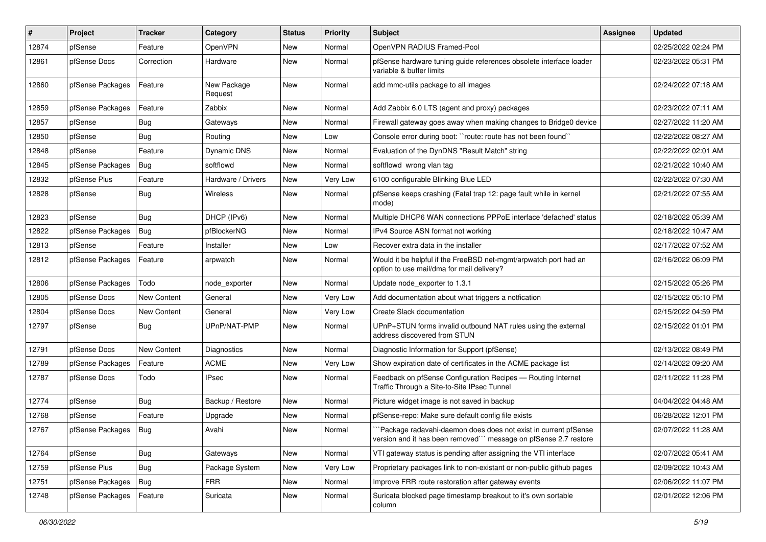| # | Project | Tracker | Category | Status | Priority | Subject | Assignee | Updated |
|---|---|---|---|---|---|---|---|---|
| 12874 | pfSense | Feature | OpenVPN | New | Normal | OpenVPN RADIUS Framed-Pool | | 02/25/2022 02:24 PM |
| 12861 | pfSense Docs | Correction | Hardware | New | Normal | pfSense hardware tuning guide references obsolete interface loader variable & buffer limits | | 02/23/2022 05:31 PM |
| 12860 | pfSense Packages | Feature | New Package Request | New | Normal | add mmc-utils package to all images | | 02/24/2022 07:18 AM |
| 12859 | pfSense Packages | Feature | Zabbix | New | Normal | Add Zabbix 6.0 LTS (agent and proxy) packages | | 02/23/2022 07:11 AM |
| 12857 | pfSense | Bug | Gateways | New | Normal | Firewall gateway goes away when making changes to Bridge0 device | | 02/27/2022 11:20 AM |
| 12850 | pfSense | Bug | Routing | New | Low | Console error during boot: ``route: route has not been found`` | | 02/22/2022 08:27 AM |
| 12848 | pfSense | Feature | Dynamic DNS | New | Normal | Evaluation of the DynDNS "Result Match" string | | 02/22/2022 02:01 AM |
| 12845 | pfSense Packages | Bug | softflowd | New | Normal | softflowd wrong vlan tag | | 02/21/2022 10:40 AM |
| 12832 | pfSense Plus | Feature | Hardware / Drivers | New | Very Low | 6100 configurable Blinking Blue LED | | 02/22/2022 07:30 AM |
| 12828 | pfSense | Bug | Wireless | New | Normal | pfSense keeps crashing (Fatal trap 12: page fault while in kernel mode) | | 02/21/2022 07:55 AM |
| 12823 | pfSense | Bug | DHCP (IPv6) | New | Normal | Multiple DHCP6 WAN connections PPPoE interface 'defached' status | | 02/18/2022 05:39 AM |
| 12822 | pfSense Packages | Bug | pfBlockerNG | New | Normal | IPv4 Source ASN format not working | | 02/18/2022 10:47 AM |
| 12813 | pfSense | Feature | Installer | New | Low | Recover extra data in the installer | | 02/17/2022 07:52 AM |
| 12812 | pfSense Packages | Feature | arpwatch | New | Normal | Would it be helpful if the FreeBSD net-mgmt/arpwatch port had an option to use mail/dma for mail delivery? | | 02/16/2022 06:09 PM |
| 12806 | pfSense Packages | Todo | node_exporter | New | Normal | Update node_exporter to 1.3.1 | | 02/15/2022 05:26 PM |
| 12805 | pfSense Docs | New Content | General | New | Very Low | Add documentation about what triggers a notfication | | 02/15/2022 05:10 PM |
| 12804 | pfSense Docs | New Content | General | New | Very Low | Create Slack documentation | | 02/15/2022 04:59 PM |
| 12797 | pfSense | Bug | UPnP/NAT-PMP | New | Normal | UPnP+STUN forms invalid outbound NAT rules using the external address discovered from STUN | | 02/15/2022 01:01 PM |
| 12791 | pfSense Docs | New Content | Diagnostics | New | Normal | Diagnostic Information for Support (pfSense) | | 02/13/2022 08:49 PM |
| 12789 | pfSense Packages | Feature | ACME | New | Very Low | Show expiration date of certificates in the ACME package list | | 02/14/2022 09:20 AM |
| 12787 | pfSense Docs | Todo | IPsec | New | Normal | Feedback on pfSense Configuration Recipes — Routing Internet Traffic Through a Site-to-Site IPsec Tunnel | | 02/11/2022 11:28 PM |
| 12774 | pfSense | Bug | Backup / Restore | New | Normal | Picture widget image is not saved in backup | | 04/04/2022 04:48 AM |
| 12768 | pfSense | Feature | Upgrade | New | Normal | pfSense-repo: Make sure default config file exists | | 06/28/2022 12:01 PM |
| 12767 | pfSense Packages | Bug | Avahi | New | Normal | ```Package radavahi-daemon does does not exist in current pfSense version and it has been removed``` message on pfSense 2.7 restore | | 02/07/2022 11:28 AM |
| 12764 | pfSense | Bug | Gateways | New | Normal | VTI gateway status is pending after assigning the VTI interface | | 02/07/2022 05:41 AM |
| 12759 | pfSense Plus | Bug | Package System | New | Very Low | Proprietary packages link to non-existant or non-public github pages | | 02/09/2022 10:43 AM |
| 12751 | pfSense Packages | Bug | FRR | New | Normal | Improve FRR route restoration after gateway events | | 02/06/2022 11:07 PM |
| 12748 | pfSense Packages | Feature | Suricata | New | Normal | Suricata blocked page timestamp breakout to it's own sortable column | | 02/01/2022 12:06 PM |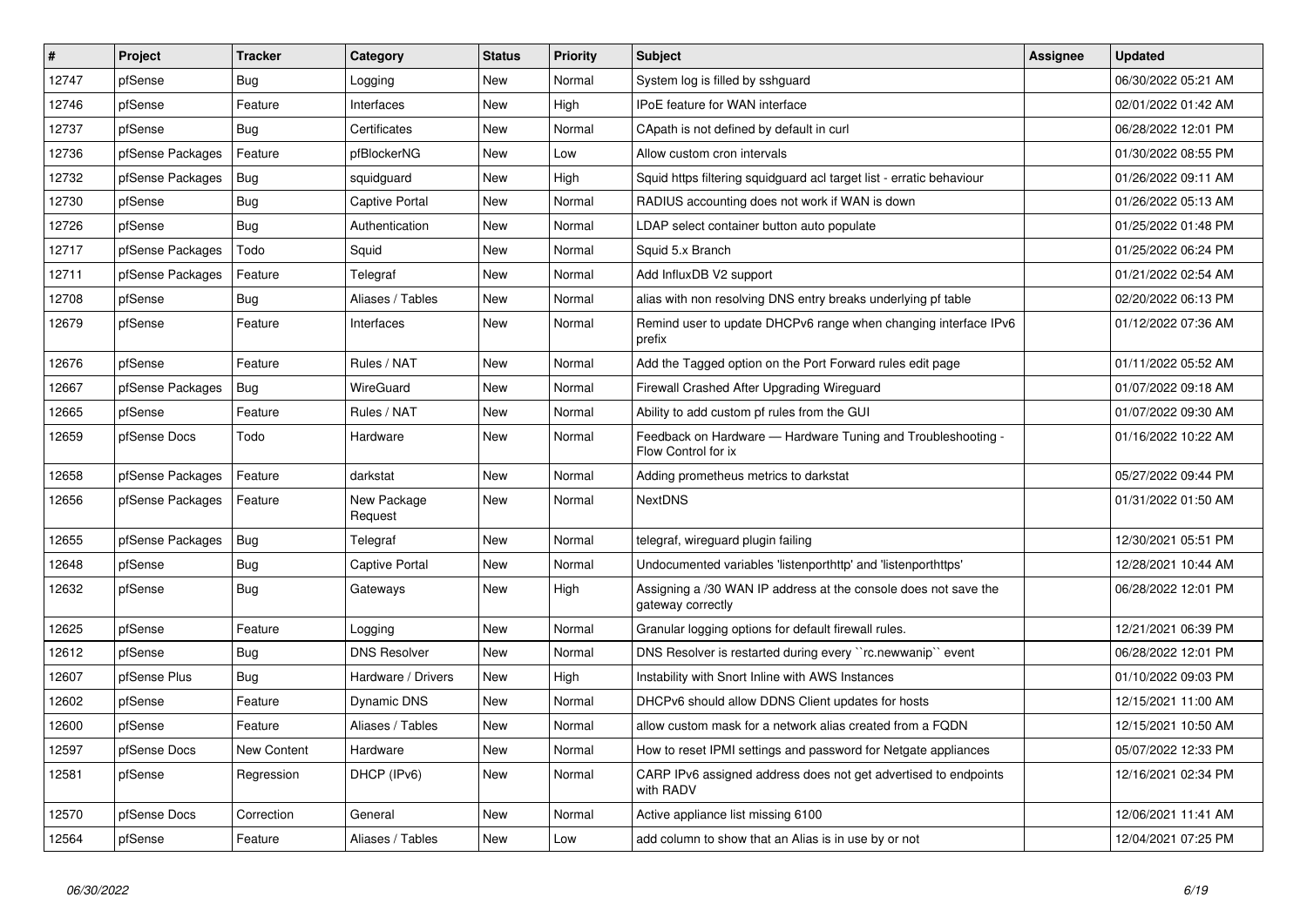| # | Project | Tracker | Category | Status | Priority | Subject | Assignee | Updated |
|---|---|---|---|---|---|---|---|---|
| 12747 | pfSense | Bug | Logging | New | Normal | System log is filled by sshguard | | 06/30/2022 05:21 AM |
| 12746 | pfSense | Feature | Interfaces | New | High | IPoE feature for WAN interface | | 02/01/2022 01:42 AM |
| 12737 | pfSense | Bug | Certificates | New | Normal | CApath is not defined by default in curl | | 06/28/2022 12:01 PM |
| 12736 | pfSense Packages | Feature | pfBlockerNG | New | Low | Allow custom cron intervals | | 01/30/2022 08:55 PM |
| 12732 | pfSense Packages | Bug | squidguard | New | High | Squid https filtering squidguard acl target list - erratic behaviour | | 01/26/2022 09:11 AM |
| 12730 | pfSense | Bug | Captive Portal | New | Normal | RADIUS accounting does not work if WAN is down | | 01/26/2022 05:13 AM |
| 12726 | pfSense | Bug | Authentication | New | Normal | LDAP select container button auto populate | | 01/25/2022 01:48 PM |
| 12717 | pfSense Packages | Todo | Squid | New | Normal | Squid 5.x Branch | | 01/25/2022 06:24 PM |
| 12711 | pfSense Packages | Feature | Telegraf | New | Normal | Add InfluxDB V2 support | | 01/21/2022 02:54 AM |
| 12708 | pfSense | Bug | Aliases / Tables | New | Normal | alias with non resolving DNS entry breaks underlying pf table | | 02/20/2022 06:13 PM |
| 12679 | pfSense | Feature | Interfaces | New | Normal | Remind user to update DHCPv6 range when changing interface IPv6 prefix | | 01/12/2022 07:36 AM |
| 12676 | pfSense | Feature | Rules / NAT | New | Normal | Add the Tagged option on the Port Forward rules edit page | | 01/11/2022 05:52 AM |
| 12667 | pfSense Packages | Bug | WireGuard | New | Normal | Firewall Crashed After Upgrading Wireguard | | 01/07/2022 09:18 AM |
| 12665 | pfSense | Feature | Rules / NAT | New | Normal | Ability to add custom pf rules from the GUI | | 01/07/2022 09:30 AM |
| 12659 | pfSense Docs | Todo | Hardware | New | Normal | Feedback on Hardware — Hardware Tuning and Troubleshooting - Flow Control for ix | | 01/16/2022 10:22 AM |
| 12658 | pfSense Packages | Feature | darkstat | New | Normal | Adding prometheus metrics to darkstat | | 05/27/2022 09:44 PM |
| 12656 | pfSense Packages | Feature | New Package Request | New | Normal | NextDNS | | 01/31/2022 01:50 AM |
| 12655 | pfSense Packages | Bug | Telegraf | New | Normal | telegraf, wireguard plugin failing | | 12/30/2021 05:51 PM |
| 12648 | pfSense | Bug | Captive Portal | New | Normal | Undocumented variables 'listenporthttp' and 'listenporthttps' | | 12/28/2021 10:44 AM |
| 12632 | pfSense | Bug | Gateways | New | High | Assigning a /30 WAN IP address at the console does not save the gateway correctly | | 06/28/2022 12:01 PM |
| 12625 | pfSense | Feature | Logging | New | Normal | Granular logging options for default firewall rules. | | 12/21/2021 06:39 PM |
| 12612 | pfSense | Bug | DNS Resolver | New | Normal | DNS Resolver is restarted during every ``rc.newwanip`` event | | 06/28/2022 12:01 PM |
| 12607 | pfSense Plus | Bug | Hardware / Drivers | New | High | Instability with Snort Inline with AWS Instances | | 01/10/2022 09:03 PM |
| 12602 | pfSense | Feature | Dynamic DNS | New | Normal | DHCPv6 should allow DDNS Client updates for hosts | | 12/15/2021 11:00 AM |
| 12600 | pfSense | Feature | Aliases / Tables | New | Normal | allow custom mask for a network alias created from a FQDN | | 12/15/2021 10:50 AM |
| 12597 | pfSense Docs | New Content | Hardware | New | Normal | How to reset IPMI settings and password for Netgate appliances | | 05/07/2022 12:33 PM |
| 12581 | pfSense | Regression | DHCP (IPv6) | New | Normal | CARP IPv6 assigned address does not get advertised to endpoints with RADV | | 12/16/2021 02:34 PM |
| 12570 | pfSense Docs | Correction | General | New | Normal | Active appliance list missing 6100 | | 12/06/2021 11:41 AM |
| 12564 | pfSense | Feature | Aliases / Tables | New | Low | add column to show that an Alias is in use by or not | | 12/04/2021 07:25 PM |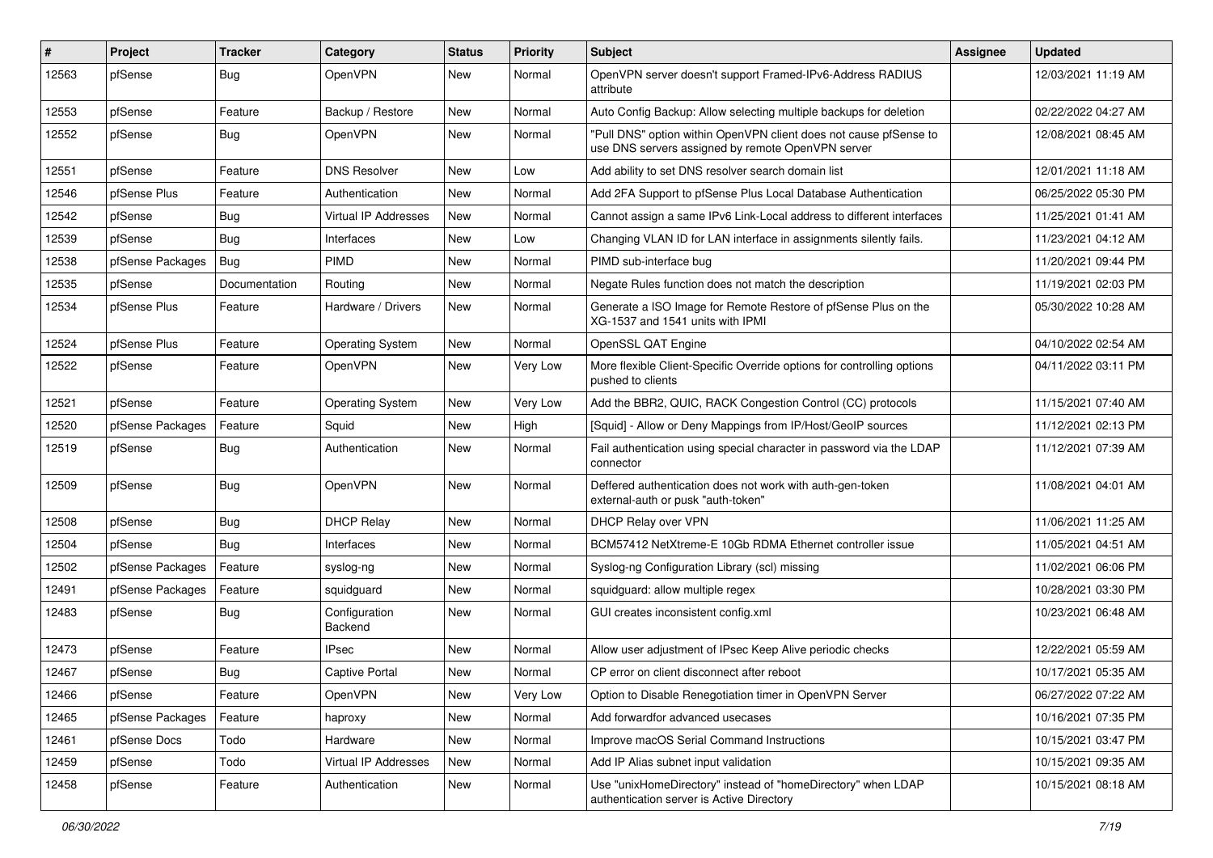| # | Project | Tracker | Category | Status | Priority | Subject | Assignee | Updated |
|---|---|---|---|---|---|---|---|---|
| 12563 | pfSense | Bug | OpenVPN | New | Normal | OpenVPN server doesn't support Framed-IPv6-Address RADIUS attribute | | 12/03/2021 11:19 AM |
| 12553 | pfSense | Feature | Backup / Restore | New | Normal | Auto Config Backup: Allow selecting multiple backups for deletion | | 02/22/2022 04:27 AM |
| 12552 | pfSense | Bug | OpenVPN | New | Normal | "Pull DNS" option within OpenVPN client does not cause pfSense to use DNS servers assigned by remote OpenVPN server | | 12/08/2021 08:45 AM |
| 12551 | pfSense | Feature | DNS Resolver | New | Low | Add ability to set DNS resolver search domain list | | 12/01/2021 11:18 AM |
| 12546 | pfSense Plus | Feature | Authentication | New | Normal | Add 2FA Support to pfSense Plus Local Database Authentication | | 06/25/2022 05:30 PM |
| 12542 | pfSense | Bug | Virtual IP Addresses | New | Normal | Cannot assign a same IPv6 Link-Local address to different interfaces | | 11/25/2021 01:41 AM |
| 12539 | pfSense | Bug | Interfaces | New | Low | Changing VLAN ID for LAN interface in assignments silently fails. | | 11/23/2021 04:12 AM |
| 12538 | pfSense Packages | Bug | PIMD | New | Normal | PIMD sub-interface bug | | 11/20/2021 09:44 PM |
| 12535 | pfSense | Documentation | Routing | New | Normal | Negate Rules function does not match the description | | 11/19/2021 02:03 PM |
| 12534 | pfSense Plus | Feature | Hardware / Drivers | New | Normal | Generate a ISO Image for Remote Restore of pfSense Plus on the XG-1537 and 1541 units with IPMI | | 05/30/2022 10:28 AM |
| 12524 | pfSense Plus | Feature | Operating System | New | Normal | OpenSSL QAT Engine | | 04/10/2022 02:54 AM |
| 12522 | pfSense | Feature | OpenVPN | New | Very Low | More flexible Client-Specific Override options for controlling options pushed to clients | | 04/11/2022 03:11 PM |
| 12521 | pfSense | Feature | Operating System | New | Very Low | Add the BBR2, QUIC, RACK Congestion Control (CC) protocols | | 11/15/2021 07:40 AM |
| 12520 | pfSense Packages | Feature | Squid | New | High | [Squid] - Allow or Deny Mappings from IP/Host/GeoIP sources | | 11/12/2021 02:13 PM |
| 12519 | pfSense | Bug | Authentication | New | Normal | Fail authentication using special character in password via the LDAP connector | | 11/12/2021 07:39 AM |
| 12509 | pfSense | Bug | OpenVPN | New | Normal | Deffered authentication does not work with auth-gen-token external-auth or pusk "auth-token" | | 11/08/2021 04:01 AM |
| 12508 | pfSense | Bug | DHCP Relay | New | Normal | DHCP Relay over VPN | | 11/06/2021 11:25 AM |
| 12504 | pfSense | Bug | Interfaces | New | Normal | BCM57412 NetXtreme-E 10Gb RDMA Ethernet controller issue | | 11/05/2021 04:51 AM |
| 12502 | pfSense Packages | Feature | syslog-ng | New | Normal | Syslog-ng Configuration Library (scl) missing | | 11/02/2021 06:06 PM |
| 12491 | pfSense Packages | Feature | squidguard | New | Normal | squidguard: allow multiple regex | | 10/28/2021 03:30 PM |
| 12483 | pfSense | Bug | Configuration Backend | New | Normal | GUI creates inconsistent config.xml | | 10/23/2021 06:48 AM |
| 12473 | pfSense | Feature | IPsec | New | Normal | Allow user adjustment of IPsec Keep Alive periodic checks | | 12/22/2021 05:59 AM |
| 12467 | pfSense | Bug | Captive Portal | New | Normal | CP error on client disconnect after reboot | | 10/17/2021 05:35 AM |
| 12466 | pfSense | Feature | OpenVPN | New | Very Low | Option to Disable Renegotiation timer in OpenVPN Server | | 06/27/2022 07:22 AM |
| 12465 | pfSense Packages | Feature | haproxy | New | Normal | Add forwardfor advanced usecases | | 10/16/2021 07:35 PM |
| 12461 | pfSense Docs | Todo | Hardware | New | Normal | Improve macOS Serial Command Instructions | | 10/15/2021 03:47 PM |
| 12459 | pfSense | Todo | Virtual IP Addresses | New | Normal | Add IP Alias subnet input validation | | 10/15/2021 09:35 AM |
| 12458 | pfSense | Feature | Authentication | New | Normal | Use "unixHomeDirectory" instead of "homeDirectory" when LDAP authentication server is Active Directory | | 10/15/2021 08:18 AM |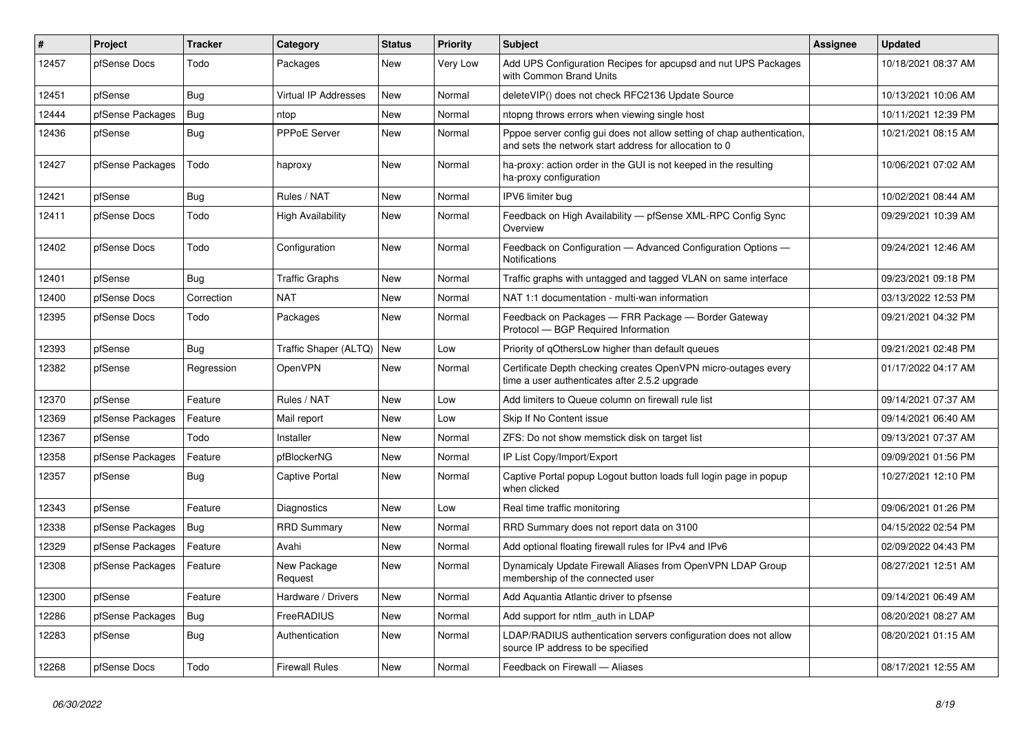| # | Project | Tracker | Category | Status | Priority | Subject | Assignee | Updated |
| --- | --- | --- | --- | --- | --- | --- | --- | --- |
| 12457 | pfSense Docs | Todo | Packages | New | Very Low | Add UPS Configuration Recipes for apcupsd and nut UPS Packages with Common Brand Units | | 10/18/2021 08:37 AM |
| 12451 | pfSense | Bug | Virtual IP Addresses | New | Normal | deleteVIP() does not check RFC2136 Update Source | | 10/13/2021 10:06 AM |
| 12444 | pfSense Packages | Bug | ntop | New | Normal | ntopng throws errors when viewing single host | | 10/11/2021 12:39 PM |
| 12436 | pfSense | Bug | PPPoE Server | New | Normal | Pppoe server config gui does not allow setting of chap authentication, and sets the network start address for allocation to 0 | | 10/21/2021 08:15 AM |
| 12427 | pfSense Packages | Todo | haproxy | New | Normal | ha-proxy: action order in the GUI is not keeped in the resulting ha-proxy configuration | | 10/06/2021 07:02 AM |
| 12421 | pfSense | Bug | Rules / NAT | New | Normal | IPV6 limiter bug | | 10/02/2021 08:44 AM |
| 12411 | pfSense Docs | Todo | High Availability | New | Normal | Feedback on High Availability — pfSense XML-RPC Config Sync Overview | | 09/29/2021 10:39 AM |
| 12402 | pfSense Docs | Todo | Configuration | New | Normal | Feedback on Configuration — Advanced Configuration Options — Notifications | | 09/24/2021 12:46 AM |
| 12401 | pfSense | Bug | Traffic Graphs | New | Normal | Traffic graphs with untagged and tagged VLAN on same interface | | 09/23/2021 09:18 PM |
| 12400 | pfSense Docs | Correction | NAT | New | Normal | NAT 1:1 documentation - multi-wan information | | 03/13/2022 12:53 PM |
| 12395 | pfSense Docs | Todo | Packages | New | Normal | Feedback on Packages — FRR Package — Border Gateway Protocol — BGP Required Information | | 09/21/2021 04:32 PM |
| 12393 | pfSense | Bug | Traffic Shaper (ALTQ) | New | Low | Priority of qOthersLow higher than default queues | | 09/21/2021 02:48 PM |
| 12382 | pfSense | Regression | OpenVPN | New | Normal | Certificate Depth checking creates OpenVPN micro-outages every time a user authenticates after 2.5.2 upgrade | | 01/17/2022 04:17 AM |
| 12370 | pfSense | Feature | Rules / NAT | New | Low | Add limiters to Queue column on firewall rule list | | 09/14/2021 07:37 AM |
| 12369 | pfSense Packages | Feature | Mail report | New | Low | Skip If No Content issue | | 09/14/2021 06:40 AM |
| 12367 | pfSense | Todo | Installer | New | Normal | ZFS: Do not show memstick disk on target list | | 09/13/2021 07:37 AM |
| 12358 | pfSense Packages | Feature | pfBlockerNG | New | Normal | IP List Copy/Import/Export | | 09/09/2021 01:56 PM |
| 12357 | pfSense | Bug | Captive Portal | New | Normal | Captive Portal popup Logout button loads full login page in popup when clicked | | 10/27/2021 12:10 PM |
| 12343 | pfSense | Feature | Diagnostics | New | Low | Real time traffic monitoring | | 09/06/2021 01:26 PM |
| 12338 | pfSense Packages | Bug | RRD Summary | New | Normal | RRD Summary does not report data on 3100 | | 04/15/2022 02:54 PM |
| 12329 | pfSense Packages | Feature | Avahi | New | Normal | Add optional floating firewall rules for IPv4 and IPv6 | | 02/09/2022 04:43 PM |
| 12308 | pfSense Packages | Feature | New Package Request | New | Normal | Dynamicaly Update Firewall Aliases from OpenVPN LDAP Group membership of the connected user | | 08/27/2021 12:51 AM |
| 12300 | pfSense | Feature | Hardware / Drivers | New | Normal | Add Aquantia Atlantic driver to pfsense | | 09/14/2021 06:49 AM |
| 12286 | pfSense Packages | Bug | FreeRADIUS | New | Normal | Add support for ntlm_auth in LDAP | | 08/20/2021 08:27 AM |
| 12283 | pfSense | Bug | Authentication | New | Normal | LDAP/RADIUS authentication servers configuration does not allow source IP address to be specified | | 08/20/2021 01:15 AM |
| 12268 | pfSense Docs | Todo | Firewall Rules | New | Normal | Feedback on Firewall — Aliases | | 08/17/2021 12:55 AM |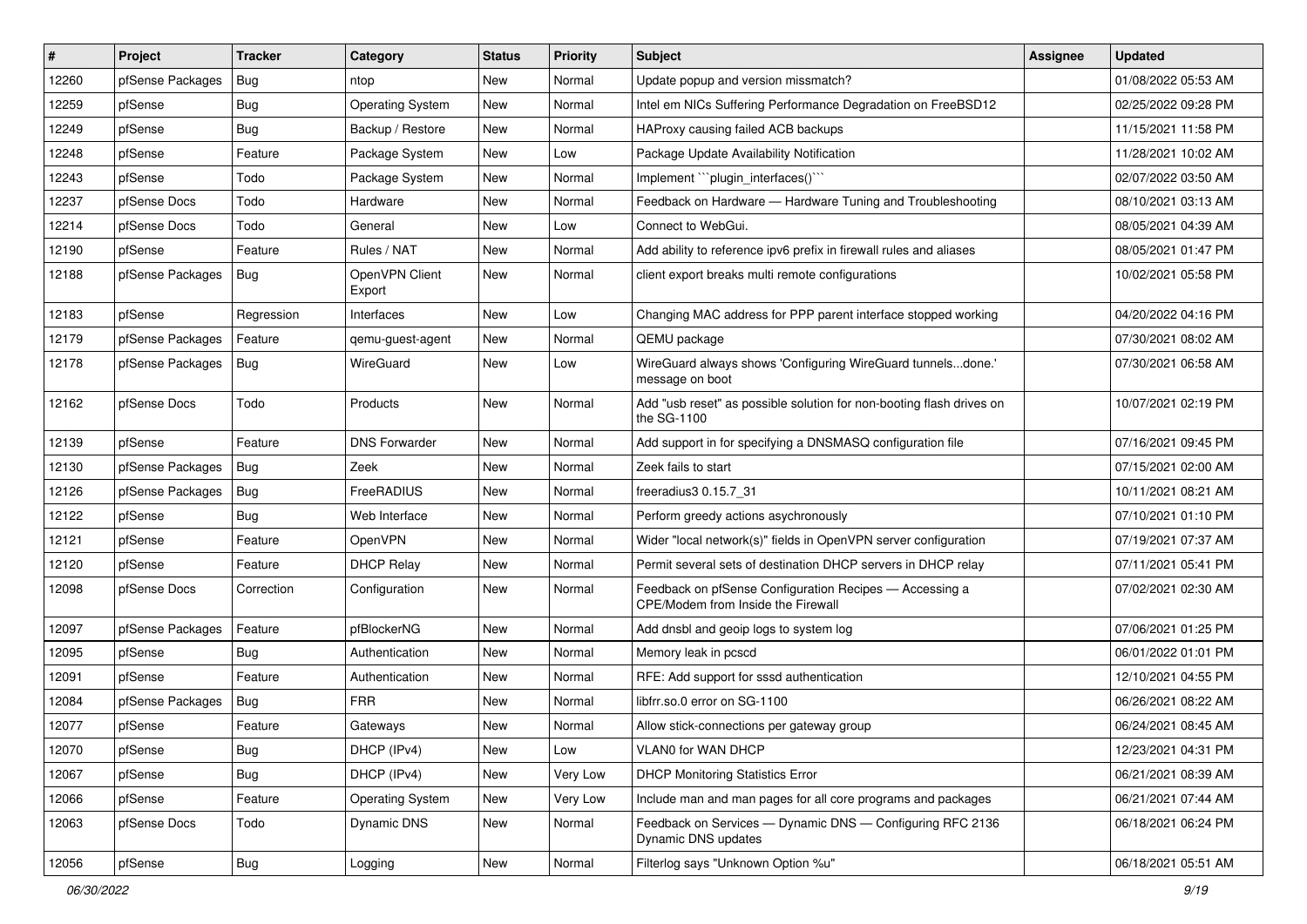| # | Project | Tracker | Category | Status | Priority | Subject | Assignee | Updated |
|---|---|---|---|---|---|---|---|---|
| 12260 | pfSense Packages | Bug | ntop | New | Normal | Update popup and version missmatch? | | 01/08/2022 05:53 AM |
| 12259 | pfSense | Bug | Operating System | New | Normal | Intel em NICs Suffering Performance Degradation on FreeBSD12 | | 02/25/2022 09:28 PM |
| 12249 | pfSense | Bug | Backup / Restore | New | Normal | HAProxy causing failed ACB backups | | 11/15/2021 11:58 PM |
| 12248 | pfSense | Feature | Package System | New | Low | Package Update Availability Notification | | 11/28/2021 10:02 AM |
| 12243 | pfSense | Todo | Package System | New | Normal | Implement ```plugin_interfaces()``` | | 02/07/2022 03:50 AM |
| 12237 | pfSense Docs | Todo | Hardware | New | Normal | Feedback on Hardware — Hardware Tuning and Troubleshooting | | 08/10/2021 03:13 AM |
| 12214 | pfSense Docs | Todo | General | New | Low | Connect to WebGui. | | 08/05/2021 04:39 AM |
| 12190 | pfSense | Feature | Rules / NAT | New | Normal | Add ability to reference ipv6 prefix in firewall rules and aliases | | 08/05/2021 01:47 PM |
| 12188 | pfSense Packages | Bug | OpenVPN Client Export | New | Normal | client export breaks multi remote configurations | | 10/02/2021 05:58 PM |
| 12183 | pfSense | Regression | Interfaces | New | Low | Changing MAC address for PPP parent interface stopped working | | 04/20/2022 04:16 PM |
| 12179 | pfSense Packages | Feature | qemu-guest-agent | New | Normal | QEMU package | | 07/30/2021 08:02 AM |
| 12178 | pfSense Packages | Bug | WireGuard | New | Low | WireGuard always shows 'Configuring WireGuard tunnels...done.' message on boot | | 07/30/2021 06:58 AM |
| 12162 | pfSense Docs | Todo | Products | New | Normal | Add "usb reset" as possible solution for non-booting flash drives on the SG-1100 | | 10/07/2021 02:19 PM |
| 12139 | pfSense | Feature | DNS Forwarder | New | Normal | Add support in for specifying a DNSMASQ configuration file | | 07/16/2021 09:45 PM |
| 12130 | pfSense Packages | Bug | Zeek | New | Normal | Zeek fails to start | | 07/15/2021 02:00 AM |
| 12126 | pfSense Packages | Bug | FreeRADIUS | New | Normal | freeradius3 0.15.7_31 | | 10/11/2021 08:21 AM |
| 12122 | pfSense | Bug | Web Interface | New | Normal | Perform greedy actions asychronously | | 07/10/2021 01:10 PM |
| 12121 | pfSense | Feature | OpenVPN | New | Normal | Wider "local network(s)" fields in OpenVPN server configuration | | 07/19/2021 07:37 AM |
| 12120 | pfSense | Feature | DHCP Relay | New | Normal | Permit several sets of destination DHCP servers in DHCP relay | | 07/11/2021 05:41 PM |
| 12098 | pfSense Docs | Correction | Configuration | New | Normal | Feedback on pfSense Configuration Recipes — Accessing a CPE/Modem from Inside the Firewall | | 07/02/2021 02:30 AM |
| 12097 | pfSense Packages | Feature | pfBlockerNG | New | Normal | Add dnsbl and geoip logs to system log | | 07/06/2021 01:25 PM |
| 12095 | pfSense | Bug | Authentication | New | Normal | Memory leak in pcscd | | 06/01/2022 01:01 PM |
| 12091 | pfSense | Feature | Authentication | New | Normal | RFE: Add support for sssd authentication | | 12/10/2021 04:55 PM |
| 12084 | pfSense Packages | Bug | FRR | New | Normal | libfrr.so.0 error on SG-1100 | | 06/26/2021 08:22 AM |
| 12077 | pfSense | Feature | Gateways | New | Normal | Allow stick-connections per gateway group | | 06/24/2021 08:45 AM |
| 12070 | pfSense | Bug | DHCP (IPv4) | New | Low | VLAN0 for WAN DHCP | | 12/23/2021 04:31 PM |
| 12067 | pfSense | Bug | DHCP (IPv4) | New | Very Low | DHCP Monitoring Statistics Error | | 06/21/2021 08:39 AM |
| 12066 | pfSense | Feature | Operating System | New | Very Low | Include man and man pages for all core programs and packages | | 06/21/2021 07:44 AM |
| 12063 | pfSense Docs | Todo | Dynamic DNS | New | Normal | Feedback on Services — Dynamic DNS — Configuring RFC 2136 Dynamic DNS updates | | 06/18/2021 06:24 PM |
| 12056 | pfSense | Bug | Logging | New | Normal | Filterlog says "Unknown Option %u" | | 06/18/2021 05:51 AM |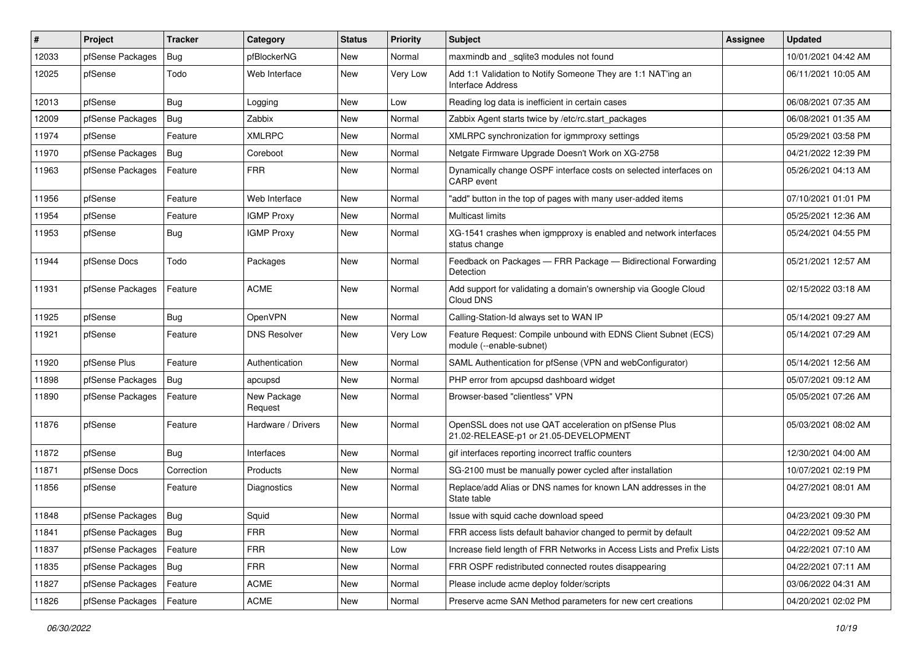| # | Project | Tracker | Category | Status | Priority | Subject | Assignee | Updated |
|---|---|---|---|---|---|---|---|---|
| 12033 | pfSense Packages | Bug | pfBlockerNG | New | Normal | maxmindb and _sqlite3 modules not found | | 10/01/2021 04:42 AM |
| 12025 | pfSense | Todo | Web Interface | New | Very Low | Add 1:1 Validation to Notify Someone They are 1:1 NAT'ing an Interface Address | | 06/11/2021 10:05 AM |
| 12013 | pfSense | Bug | Logging | New | Low | Reading log data is inefficient in certain cases | | 06/08/2021 07:35 AM |
| 12009 | pfSense Packages | Bug | Zabbix | New | Normal | Zabbix Agent starts twice by /etc/rc.start_packages | | 06/08/2021 01:35 AM |
| 11974 | pfSense | Feature | XMLRPC | New | Normal | XMLRPC synchronization for igmmproxy settings | | 05/29/2021 03:58 PM |
| 11970 | pfSense Packages | Bug | Coreboot | New | Normal | Netgate Firmware Upgrade Doesn't Work on XG-2758 | | 04/21/2022 12:39 PM |
| 11963 | pfSense Packages | Feature | FRR | New | Normal | Dynamically change OSPF interface costs on selected interfaces on CARP event | | 05/26/2021 04:13 AM |
| 11956 | pfSense | Feature | Web Interface | New | Normal | "add" button in the top of pages with many user-added items | | 07/10/2021 01:01 PM |
| 11954 | pfSense | Feature | IGMP Proxy | New | Normal | Multicast limits | | 05/25/2021 12:36 AM |
| 11953 | pfSense | Bug | IGMP Proxy | New | Normal | XG-1541 crashes when igmpproxy is enabled and network interfaces status change | | 05/24/2021 04:55 PM |
| 11944 | pfSense Docs | Todo | Packages | New | Normal | Feedback on Packages — FRR Package — Bidirectional Forwarding Detection | | 05/21/2021 12:57 AM |
| 11931 | pfSense Packages | Feature | ACME | New | Normal | Add support for validating a domain's ownership via Google Cloud Cloud DNS | | 02/15/2022 03:18 AM |
| 11925 | pfSense | Bug | OpenVPN | New | Normal | Calling-Station-Id always set to WAN IP | | 05/14/2021 09:27 AM |
| 11921 | pfSense | Feature | DNS Resolver | New | Very Low | Feature Request: Compile unbound with EDNS Client Subnet (ECS) module (--enable-subnet) | | 05/14/2021 07:29 AM |
| 11920 | pfSense Plus | Feature | Authentication | New | Normal | SAML Authentication for pfSense (VPN and webConfigurator) | | 05/14/2021 12:56 AM |
| 11898 | pfSense Packages | Bug | apcupsd | New | Normal | PHP error from apcupsd dashboard widget | | 05/07/2021 09:12 AM |
| 11890 | pfSense Packages | Feature | New Package Request | New | Normal | Browser-based "clientless" VPN | | 05/05/2021 07:26 AM |
| 11876 | pfSense | Feature | Hardware / Drivers | New | Normal | OpenSSL does not use QAT acceleration on pfSense Plus 21.02-RELEASE-p1 or 21.05-DEVELOPMENT | | 05/03/2021 08:02 AM |
| 11872 | pfSense | Bug | Interfaces | New | Normal | gif interfaces reporting incorrect traffic counters | | 12/30/2021 04:00 AM |
| 11871 | pfSense Docs | Correction | Products | New | Normal | SG-2100 must be manually power cycled after installation | | 10/07/2021 02:19 PM |
| 11856 | pfSense | Feature | Diagnostics | New | Normal | Replace/add Alias or DNS names for known LAN addresses in the State table | | 04/27/2021 08:01 AM |
| 11848 | pfSense Packages | Bug | Squid | New | Normal | Issue with squid cache download speed | | 04/23/2021 09:30 PM |
| 11841 | pfSense Packages | Bug | FRR | New | Normal | FRR access lists default bahavior changed to permit by default | | 04/22/2021 09:52 AM |
| 11837 | pfSense Packages | Feature | FRR | New | Low | Increase field length of FRR Networks in Access Lists and Prefix Lists | | 04/22/2021 07:10 AM |
| 11835 | pfSense Packages | Bug | FRR | New | Normal | FRR OSPF redistributed connected routes disappearing | | 04/22/2021 07:11 AM |
| 11827 | pfSense Packages | Feature | ACME | New | Normal | Please include acme deploy folder/scripts | | 03/06/2022 04:31 AM |
| 11826 | pfSense Packages | Feature | ACME | New | Normal | Preserve acme SAN Method parameters for new cert creations | | 04/20/2021 02:02 PM |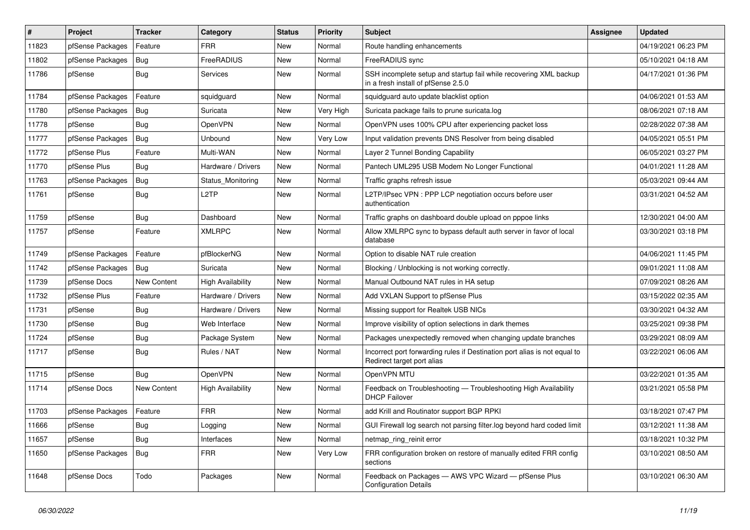| # | Project | Tracker | Category | Status | Priority | Subject | Assignee | Updated |
|---|---|---|---|---|---|---|---|---|
| 11823 | pfSense Packages | Feature | FRR | New | Normal | Route handling enhancements | | 04/19/2021 06:23 PM |
| 11802 | pfSense Packages | Bug | FreeRADIUS | New | Normal | FreeRADIUS sync | | 05/10/2021 04:18 AM |
| 11786 | pfSense | Bug | Services | New | Normal | SSH incomplete setup and startup fail while recovering XML backup in a fresh install of pfSense 2.5.0 | | 04/17/2021 01:36 PM |
| 11784 | pfSense Packages | Feature | squidguard | New | Normal | squidguard auto update blacklist option | | 04/06/2021 01:53 AM |
| 11780 | pfSense Packages | Bug | Suricata | New | Very High | Suricata package fails to prune suricata.log | | 08/06/2021 07:18 AM |
| 11778 | pfSense | Bug | OpenVPN | New | Normal | OpenVPN uses 100% CPU after experiencing packet loss | | 02/28/2022 07:38 AM |
| 11777 | pfSense Packages | Bug | Unbound | New | Very Low | Input validation prevents DNS Resolver from being disabled | | 04/05/2021 05:51 PM |
| 11772 | pfSense Plus | Feature | Multi-WAN | New | Normal | Layer 2 Tunnel Bonding Capability | | 06/05/2021 03:27 PM |
| 11770 | pfSense Plus | Bug | Hardware / Drivers | New | Normal | Pantech UML295 USB Modem No Longer Functional | | 04/01/2021 11:28 AM |
| 11763 | pfSense Packages | Bug | Status_Monitoring | New | Normal | Traffic graphs refresh issue | | 05/03/2021 09:44 AM |
| 11761 | pfSense | Bug | L2TP | New | Normal | L2TP/IPsec VPN : PPP LCP negotiation occurs before user authentication | | 03/31/2021 04:52 AM |
| 11759 | pfSense | Bug | Dashboard | New | Normal | Traffic graphs on dashboard double upload on pppoe links | | 12/30/2021 04:00 AM |
| 11757 | pfSense | Feature | XMLRPC | New | Normal | Allow XMLRPC sync to bypass default auth server in favor of local database | | 03/30/2021 03:18 PM |
| 11749 | pfSense Packages | Feature | pfBlockerNG | New | Normal | Option to disable NAT rule creation | | 04/06/2021 11:45 PM |
| 11742 | pfSense Packages | Bug | Suricata | New | Normal | Blocking / Unblocking is not working correctly. | | 09/01/2021 11:08 AM |
| 11739 | pfSense Docs | New Content | High Availability | New | Normal | Manual Outbound NAT rules in HA setup | | 07/09/2021 08:26 AM |
| 11732 | pfSense Plus | Feature | Hardware / Drivers | New | Normal | Add VXLAN Support to pfSense Plus | | 03/15/2022 02:35 AM |
| 11731 | pfSense | Bug | Hardware / Drivers | New | Normal | Missing support for Realtek USB NICs | | 03/30/2021 04:32 AM |
| 11730 | pfSense | Bug | Web Interface | New | Normal | Improve visibility of option selections in dark themes | | 03/25/2021 09:38 PM |
| 11724 | pfSense | Bug | Package System | New | Normal | Packages unexpectedly removed when changing update branches | | 03/29/2021 08:09 AM |
| 11717 | pfSense | Bug | Rules / NAT | New | Normal | Incorrect port forwarding rules if Destination port alias is not equal to Redirect target port alias | | 03/22/2021 06:06 AM |
| 11715 | pfSense | Bug | OpenVPN | New | Normal | OpenVPN MTU | | 03/22/2021 01:35 AM |
| 11714 | pfSense Docs | New Content | High Availability | New | Normal | Feedback on Troubleshooting — Troubleshooting High Availability DHCP Failover | | 03/21/2021 05:58 PM |
| 11703 | pfSense Packages | Feature | FRR | New | Normal | add Krill and Routinator support BGP RPKI | | 03/18/2021 07:47 PM |
| 11666 | pfSense | Bug | Logging | New | Normal | GUI Firewall log search not parsing filter.log beyond hard coded limit | | 03/12/2021 11:38 AM |
| 11657 | pfSense | Bug | Interfaces | New | Normal | netmap_ring_reinit error | | 03/18/2021 10:32 PM |
| 11650 | pfSense Packages | Bug | FRR | New | Very Low | FRR configuration broken on restore of manually edited FRR config sections | | 03/10/2021 08:50 AM |
| 11648 | pfSense Docs | Todo | Packages | New | Normal | Feedback on Packages — AWS VPC Wizard — pfSense Plus Configuration Details | | 03/10/2021 06:30 AM |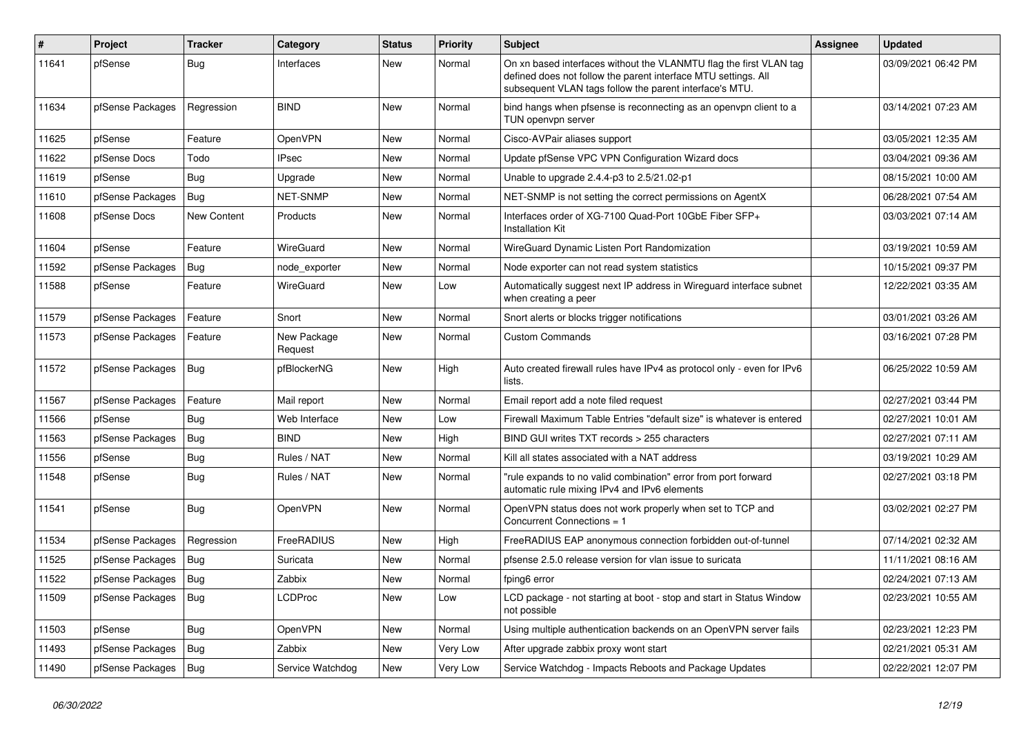| # | Project | Tracker | Category | Status | Priority | Subject | Assignee | Updated |
|---|---|---|---|---|---|---|---|---|
| 11641 | pfSense | Bug | Interfaces | New | Normal | On xn based interfaces without the VLANMTU flag the first VLAN tag defined does not follow the parent interface MTU settings. All subsequent VLAN tags follow the parent interface's MTU. | | 03/09/2021 06:42 PM |
| 11634 | pfSense Packages | Regression | BIND | New | Normal | bind hangs when pfsense is reconnecting as an openvpn client to a TUN openvpn server | | 03/14/2021 07:23 AM |
| 11625 | pfSense | Feature | OpenVPN | New | Normal | Cisco-AVPair aliases support | | 03/05/2021 12:35 AM |
| 11622 | pfSense Docs | Todo | IPsec | New | Normal | Update pfSense VPC VPN Configuration Wizard docs | | 03/04/2021 09:36 AM |
| 11619 | pfSense | Bug | Upgrade | New | Normal | Unable to upgrade 2.4.4-p3 to 2.5/21.02-p1 | | 08/15/2021 10:00 AM |
| 11610 | pfSense Packages | Bug | NET-SNMP | New | Normal | NET-SNMP is not setting the correct permissions on AgentX | | 06/28/2021 07:54 AM |
| 11608 | pfSense Docs | New Content | Products | New | Normal | Interfaces order of XG-7100 Quad-Port 10GbE Fiber SFP+ Installation Kit | | 03/03/2021 07:14 AM |
| 11604 | pfSense | Feature | WireGuard | New | Normal | WireGuard Dynamic Listen Port Randomization | | 03/19/2021 10:59 AM |
| 11592 | pfSense Packages | Bug | node_exporter | New | Normal | Node exporter can not read system statistics | | 10/15/2021 09:37 PM |
| 11588 | pfSense | Feature | WireGuard | New | Low | Automatically suggest next IP address in Wireguard interface subnet when creating a peer | | 12/22/2021 03:35 AM |
| 11579 | pfSense Packages | Feature | Snort | New | Normal | Snort alerts or blocks trigger notifications | | 03/01/2021 03:26 AM |
| 11573 | pfSense Packages | Feature | New Package Request | New | Normal | Custom Commands | | 03/16/2021 07:28 PM |
| 11572 | pfSense Packages | Bug | pfBlockerNG | New | High | Auto created firewall rules have IPv4 as protocol only - even for IPv6 lists. | | 06/25/2022 10:59 AM |
| 11567 | pfSense Packages | Feature | Mail report | New | Normal | Email report add a note filed request | | 02/27/2021 03:44 PM |
| 11566 | pfSense | Bug | Web Interface | New | Low | Firewall Maximum Table Entries "default size" is whatever is entered | | 02/27/2021 10:01 AM |
| 11563 | pfSense Packages | Bug | BIND | New | High | BIND GUI writes TXT records > 255 characters | | 02/27/2021 07:11 AM |
| 11556 | pfSense | Bug | Rules / NAT | New | Normal | Kill all states associated with a NAT address | | 03/19/2021 10:29 AM |
| 11548 | pfSense | Bug | Rules / NAT | New | Normal | "rule expands to no valid combination" error from port forward automatic rule mixing IPv4 and IPv6 elements | | 02/27/2021 03:18 PM |
| 11541 | pfSense | Bug | OpenVPN | New | Normal | OpenVPN status does not work properly when set to TCP and Concurrent Connections = 1 | | 03/02/2021 02:27 PM |
| 11534 | pfSense Packages | Regression | FreeRADIUS | New | High | FreeRADIUS EAP anonymous connection forbidden out-of-tunnel | | 07/14/2021 02:32 AM |
| 11525 | pfSense Packages | Bug | Suricata | New | Normal | pfsense 2.5.0 release version for vlan issue to suricata | | 11/11/2021 08:16 AM |
| 11522 | pfSense Packages | Bug | Zabbix | New | Normal | fping6 error | | 02/24/2021 07:13 AM |
| 11509 | pfSense Packages | Bug | LCDProc | New | Low | LCD package - not starting at boot - stop and start in Status Window not possible | | 02/23/2021 10:55 AM |
| 11503 | pfSense | Bug | OpenVPN | New | Normal | Using multiple authentication backends on an OpenVPN server fails | | 02/23/2021 12:23 PM |
| 11493 | pfSense Packages | Bug | Zabbix | New | Very Low | After upgrade zabbix proxy wont start | | 02/21/2021 05:31 AM |
| 11490 | pfSense Packages | Bug | Service Watchdog | New | Very Low | Service Watchdog - Impacts Reboots and Package Updates | | 02/22/2021 12:07 PM |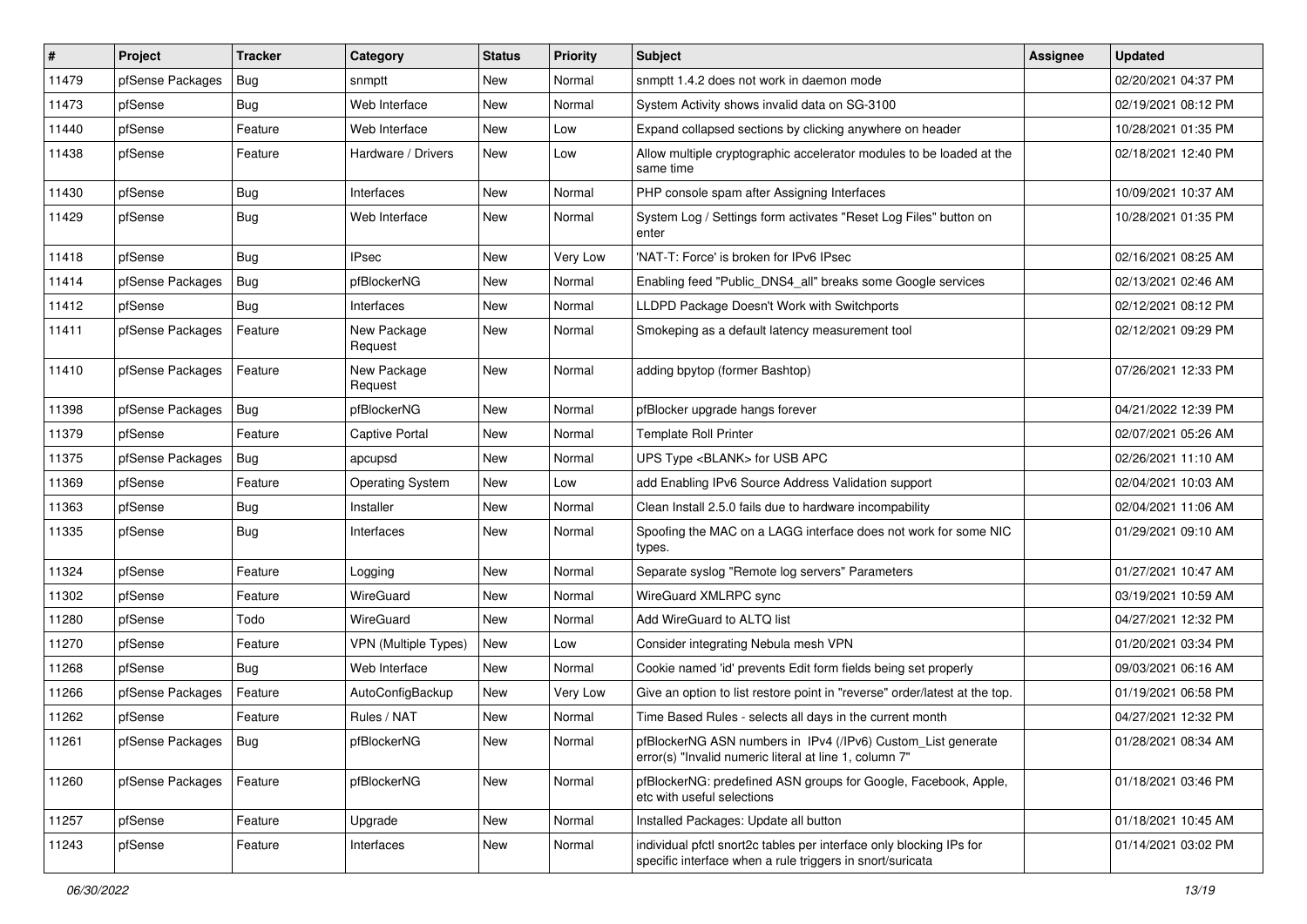| # | Project | Tracker | Category | Status | Priority | Subject | Assignee | Updated |
|---|---|---|---|---|---|---|---|---|
| 11479 | pfSense Packages | Bug | snmptt | New | Normal | snmptt 1.4.2 does not work in daemon mode | | 02/20/2021 04:37 PM |
| 11473 | pfSense | Bug | Web Interface | New | Normal | System Activity shows invalid data on SG-3100 | | 02/19/2021 08:12 PM |
| 11440 | pfSense | Feature | Web Interface | New | Low | Expand collapsed sections by clicking anywhere on header | | 10/28/2021 01:35 PM |
| 11438 | pfSense | Feature | Hardware / Drivers | New | Low | Allow multiple cryptographic accelerator modules to be loaded at the same time | | 02/18/2021 12:40 PM |
| 11430 | pfSense | Bug | Interfaces | New | Normal | PHP console spam after Assigning Interfaces | | 10/09/2021 10:37 AM |
| 11429 | pfSense | Bug | Web Interface | New | Normal | System Log / Settings form activates "Reset Log Files" button on enter | | 10/28/2021 01:35 PM |
| 11418 | pfSense | Bug | IPsec | New | Very Low | 'NAT-T: Force' is broken for IPv6 IPsec | | 02/16/2021 08:25 AM |
| 11414 | pfSense Packages | Bug | pfBlockerNG | New | Normal | Enabling feed "Public_DNS4_all" breaks some Google services | | 02/13/2021 02:46 AM |
| 11412 | pfSense | Bug | Interfaces | New | Normal | LLDPD Package Doesn't Work with Switchports | | 02/12/2021 08:12 PM |
| 11411 | pfSense Packages | Feature | New Package Request | New | Normal | Smokeping as a default latency measurement tool | | 02/12/2021 09:29 PM |
| 11410 | pfSense Packages | Feature | New Package Request | New | Normal | adding bpytop (former Bashtop) | | 07/26/2021 12:33 PM |
| 11398 | pfSense Packages | Bug | pfBlockerNG | New | Normal | pfBlocker upgrade hangs forever | | 04/21/2022 12:39 PM |
| 11379 | pfSense | Feature | Captive Portal | New | Normal | Template Roll Printer | | 02/07/2021 05:26 AM |
| 11375 | pfSense Packages | Bug | apcupsd | New | Normal | UPS Type <BLANK> for USB APC | | 02/26/2021 11:10 AM |
| 11369 | pfSense | Feature | Operating System | New | Low | add Enabling IPv6 Source Address Validation support | | 02/04/2021 10:03 AM |
| 11363 | pfSense | Bug | Installer | New | Normal | Clean Install 2.5.0 fails due to hardware incompability | | 02/04/2021 11:06 AM |
| 11335 | pfSense | Bug | Interfaces | New | Normal | Spoofing the MAC on a LAGG interface does not work for some NIC types. | | 01/29/2021 09:10 AM |
| 11324 | pfSense | Feature | Logging | New | Normal | Separate syslog "Remote log servers" Parameters | | 01/27/2021 10:47 AM |
| 11302 | pfSense | Feature | WireGuard | New | Normal | WireGuard XMLRPC sync | | 03/19/2021 10:59 AM |
| 11280 | pfSense | Todo | WireGuard | New | Normal | Add WireGuard to ALTQ list | | 04/27/2021 12:32 PM |
| 11270 | pfSense | Feature | VPN (Multiple Types) | New | Low | Consider integrating Nebula mesh VPN | | 01/20/2021 03:34 PM |
| 11268 | pfSense | Bug | Web Interface | New | Normal | Cookie named 'id' prevents Edit form fields being set properly | | 09/03/2021 06:16 AM |
| 11266 | pfSense Packages | Feature | AutoConfigBackup | New | Very Low | Give an option to list restore point in "reverse" order/latest at the top. | | 01/19/2021 06:58 PM |
| 11262 | pfSense | Feature | Rules / NAT | New | Normal | Time Based Rules - selects all days in the current month | | 04/27/2021 12:32 PM |
| 11261 | pfSense Packages | Bug | pfBlockerNG | New | Normal | pfBlockerNG ASN numbers in IPv4 (/IPv6) Custom_List generate error(s) "Invalid numeric literal at line 1, column 7" | | 01/28/2021 08:34 AM |
| 11260 | pfSense Packages | Feature | pfBlockerNG | New | Normal | pfBlockerNG: predefined ASN groups for Google, Facebook, Apple, etc with useful selections | | 01/18/2021 03:46 PM |
| 11257 | pfSense | Feature | Upgrade | New | Normal | Installed Packages: Update all button | | 01/18/2021 10:45 AM |
| 11243 | pfSense | Feature | Interfaces | New | Normal | individual pfctl snort2c tables per interface only blocking IPs for specific interface when a rule triggers in snort/suricata | | 01/14/2021 03:02 PM |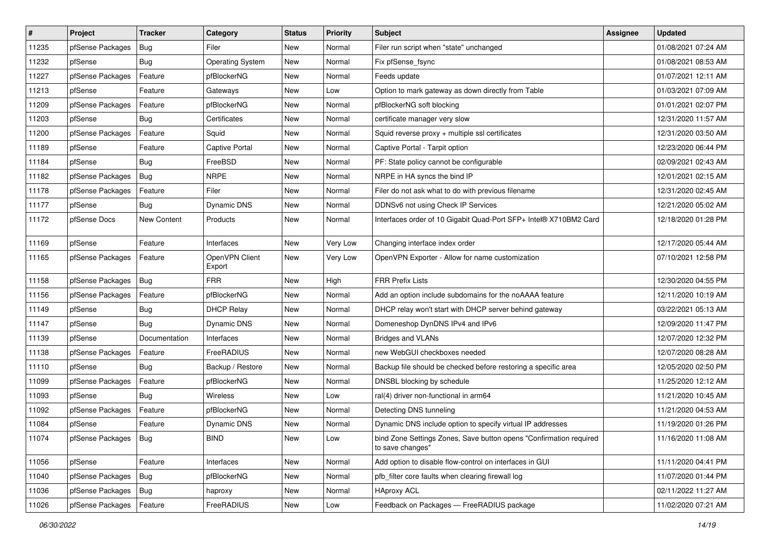| # | Project | Tracker | Category | Status | Priority | Subject | Assignee | Updated |
|---|---|---|---|---|---|---|---|---|
| 11235 | pfSense Packages | Bug | Filer | New | Normal | Filer run script when "state" unchanged | | 01/08/2021 07:24 AM |
| 11232 | pfSense | Bug | Operating System | New | Normal | Fix pfSense_fsync | | 01/08/2021 08:53 AM |
| 11227 | pfSense Packages | Feature | pfBlockerNG | New | Normal | Feeds update | | 01/07/2021 12:11 AM |
| 11213 | pfSense | Feature | Gateways | New | Low | Option to mark gateway as down directly from Table | | 01/03/2021 07:09 AM |
| 11209 | pfSense Packages | Feature | pfBlockerNG | New | Normal | pfBlockerNG soft blocking | | 01/01/2021 02:07 PM |
| 11203 | pfSense | Bug | Certificates | New | Normal | certificate manager very slow | | 12/31/2020 11:57 AM |
| 11200 | pfSense Packages | Feature | Squid | New | Normal | Squid reverse proxy + multiple ssl certificates | | 12/31/2020 03:50 AM |
| 11189 | pfSense | Feature | Captive Portal | New | Normal | Captive Portal - Tarpit option | | 12/23/2020 06:44 PM |
| 11184 | pfSense | Bug | FreeBSD | New | Normal | PF: State policy cannot be configurable | | 02/09/2021 02:43 AM |
| 11182 | pfSense Packages | Bug | NRPE | New | Normal | NRPE in HA syncs the bind IP | | 12/01/2021 02:15 AM |
| 11178 | pfSense Packages | Feature | Filer | New | Normal | Filer do not ask what to do with previous filename | | 12/31/2020 02:45 AM |
| 11177 | pfSense | Bug | Dynamic DNS | New | Normal | DDNSv6 not using Check IP Services | | 12/21/2020 05:02 AM |
| 11172 | pfSense Docs | New Content | Products | New | Normal | Interfaces order of 10 Gigabit Quad-Port SFP+ Intel® X710BM2 Card | | 12/18/2020 01:28 PM |
| 11169 | pfSense | Feature | Interfaces | New | Very Low | Changing interface index order | | 12/17/2020 05:44 AM |
| 11165 | pfSense Packages | Feature | OpenVPN Client Export | New | Very Low | OpenVPN Exporter - Allow for name customization | | 07/10/2021 12:58 PM |
| 11158 | pfSense Packages | Bug | FRR | New | High | FRR Prefix Lists | | 12/30/2020 04:55 PM |
| 11156 | pfSense Packages | Feature | pfBlockerNG | New | Normal | Add an option include subdomains for the noAAAA feature | | 12/11/2020 10:19 AM |
| 11149 | pfSense | Bug | DHCP Relay | New | Normal | DHCP relay won't start with DHCP server behind gateway | | 03/22/2021 05:13 AM |
| 11147 | pfSense | Bug | Dynamic DNS | New | Normal | Domeneshop DynDNS IPv4 and IPv6 | | 12/09/2020 11:47 PM |
| 11139 | pfSense | Documentation | Interfaces | New | Normal | Bridges and VLANs | | 12/07/2020 12:32 PM |
| 11138 | pfSense Packages | Feature | FreeRADIUS | New | Normal | new WebGUI checkboxes needed | | 12/07/2020 08:28 AM |
| 11110 | pfSense | Bug | Backup / Restore | New | Normal | Backup file should be checked before restoring a specific area | | 12/05/2020 02:50 PM |
| 11099 | pfSense Packages | Feature | pfBlockerNG | New | Normal | DNSBL blocking by schedule | | 11/25/2020 12:12 AM |
| 11093 | pfSense | Bug | Wireless | New | Low | ral(4) driver non-functional in arm64 | | 11/21/2020 10:45 AM |
| 11092 | pfSense Packages | Feature | pfBlockerNG | New | Normal | Detecting DNS tunneling | | 11/21/2020 04:53 AM |
| 11084 | pfSense | Feature | Dynamic DNS | New | Normal | Dynamic DNS include option to specify virtual IP addresses | | 11/19/2020 01:26 PM |
| 11074 | pfSense Packages | Bug | BIND | New | Low | bind Zone Settings Zones, Save button opens "Confirmation required to save changes" | | 11/16/2020 11:08 AM |
| 11056 | pfSense | Feature | Interfaces | New | Normal | Add option to disable flow-control on interfaces in GUI | | 11/11/2020 04:41 PM |
| 11040 | pfSense Packages | Bug | pfBlockerNG | New | Normal | pfb_filter core faults when clearing firewall log | | 11/07/2020 01:44 PM |
| 11036 | pfSense Packages | Bug | haproxy | New | Normal | HAproxy ACL | | 02/11/2022 11:27 AM |
| 11026 | pfSense Packages | Feature | FreeRADIUS | New | Low | Feedback on Packages — FreeRADIUS package | | 11/02/2020 07:21 AM |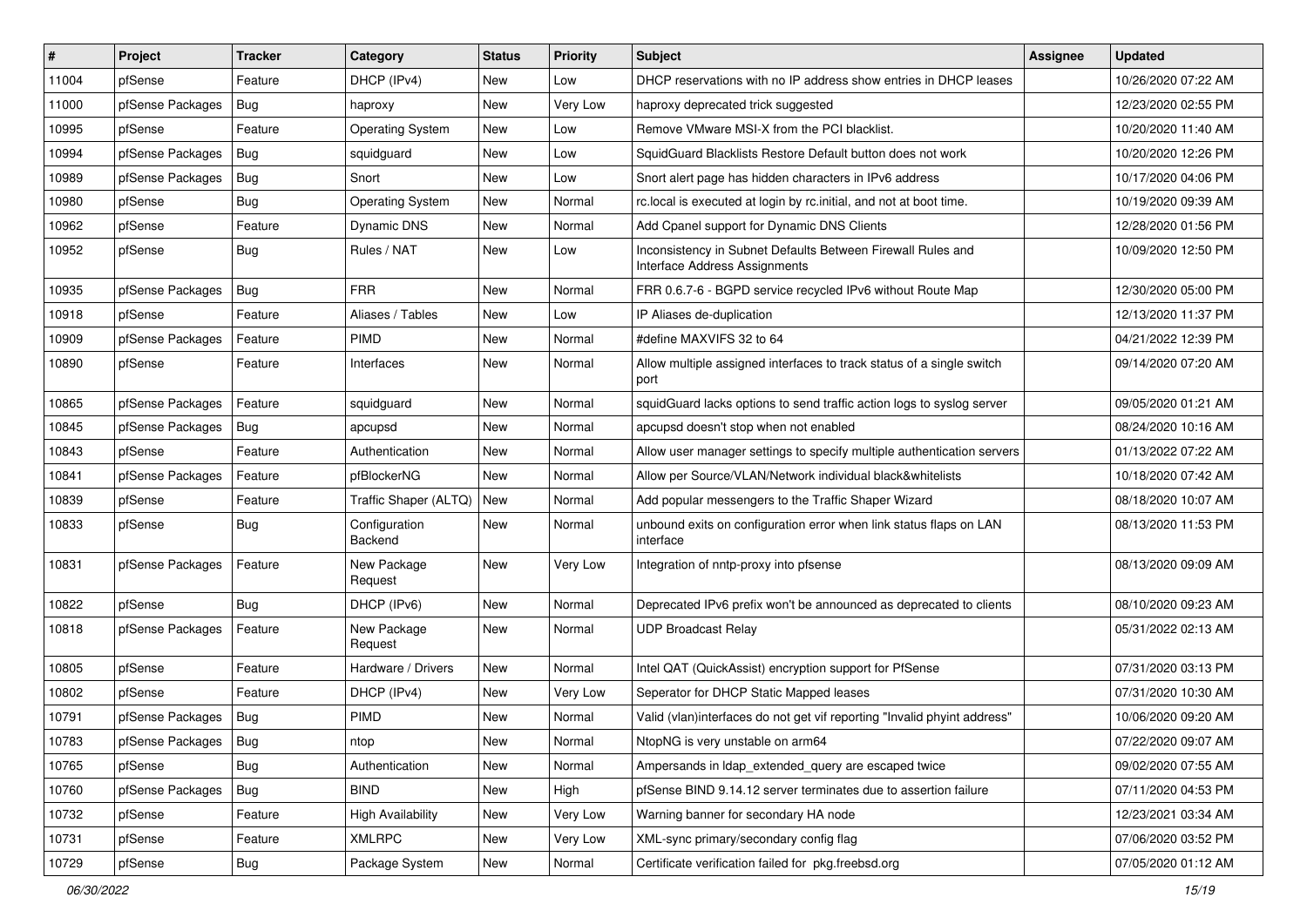| # | Project | Tracker | Category | Status | Priority | Subject | Assignee | Updated |
|---|---|---|---|---|---|---|---|---|
| 11004 | pfSense | Feature | DHCP (IPv4) | New | Low | DHCP reservations with no IP address show entries in DHCP leases | | 10/26/2020 07:22 AM |
| 11000 | pfSense Packages | Bug | haproxy | New | Very Low | haproxy deprecated trick suggested | | 12/23/2020 02:55 PM |
| 10995 | pfSense | Feature | Operating System | New | Low | Remove VMware MSI-X from the PCI blacklist. | | 10/20/2020 11:40 AM |
| 10994 | pfSense Packages | Bug | squidguard | New | Low | SquidGuard Blacklists Restore Default button does not work | | 10/20/2020 12:26 PM |
| 10989 | pfSense Packages | Bug | Snort | New | Low | Snort alert page has hidden characters in IPv6 address | | 10/17/2020 04:06 PM |
| 10980 | pfSense | Bug | Operating System | New | Normal | rc.local is executed at login by rc.initial, and not at boot time. | | 10/19/2020 09:39 AM |
| 10962 | pfSense | Feature | Dynamic DNS | New | Normal | Add Cpanel support for Dynamic DNS Clients | | 12/28/2020 01:56 PM |
| 10952 | pfSense | Bug | Rules / NAT | New | Low | Inconsistency in Subnet Defaults Between Firewall Rules and Interface Address Assignments | | 10/09/2020 12:50 PM |
| 10935 | pfSense Packages | Bug | FRR | New | Normal | FRR 0.6.7-6 - BGPD service recycled IPv6 without Route Map | | 12/30/2020 05:00 PM |
| 10918 | pfSense | Feature | Aliases / Tables | New | Low | IP Aliases de-duplication | | 12/13/2020 11:37 PM |
| 10909 | pfSense Packages | Feature | PIMD | New | Normal | #define MAXVIFS 32 to 64 | | 04/21/2022 12:39 PM |
| 10890 | pfSense | Feature | Interfaces | New | Normal | Allow multiple assigned interfaces to track status of a single switch port | | 09/14/2020 07:20 AM |
| 10865 | pfSense Packages | Feature | squidguard | New | Normal | squidGuard lacks options to send traffic action logs to syslog server | | 09/05/2020 01:21 AM |
| 10845 | pfSense Packages | Bug | apcupsd | New | Normal | apcupsd doesn't stop when not enabled | | 08/24/2020 10:16 AM |
| 10843 | pfSense | Feature | Authentication | New | Normal | Allow user manager settings to specify multiple authentication servers | | 01/13/2022 07:22 AM |
| 10841 | pfSense Packages | Feature | pfBlockerNG | New | Normal | Allow per Source/VLAN/Network individual black&whitelists | | 10/18/2020 07:42 AM |
| 10839 | pfSense | Feature | Traffic Shaper (ALTQ) | New | Normal | Add popular messengers to the Traffic Shaper Wizard | | 08/18/2020 10:07 AM |
| 10833 | pfSense | Bug | Configuration Backend | New | Normal | unbound exits on configuration error when link status flaps on LAN interface | | 08/13/2020 11:53 PM |
| 10831 | pfSense Packages | Feature | New Package Request | New | Very Low | Integration of nntp-proxy into pfsense | | 08/13/2020 09:09 AM |
| 10822 | pfSense | Bug | DHCP (IPv6) | New | Normal | Deprecated IPv6 prefix won't be announced as deprecated to clients | | 08/10/2020 09:23 AM |
| 10818 | pfSense Packages | Feature | New Package Request | New | Normal | UDP Broadcast Relay | | 05/31/2022 02:13 AM |
| 10805 | pfSense | Feature | Hardware / Drivers | New | Normal | Intel QAT (QuickAssist) encryption support for PfSense | | 07/31/2020 03:13 PM |
| 10802 | pfSense | Feature | DHCP (IPv4) | New | Very Low | Seperator for DHCP Static Mapped leases | | 07/31/2020 10:30 AM |
| 10791 | pfSense Packages | Bug | PIMD | New | Normal | Valid (vlan)interfaces do not get vif reporting "Invalid phyint address" | | 10/06/2020 09:20 AM |
| 10783 | pfSense Packages | Bug | ntop | New | Normal | NtopNG is very unstable on arm64 | | 07/22/2020 09:07 AM |
| 10765 | pfSense | Bug | Authentication | New | Normal | Ampersands in ldap_extended_query are escaped twice | | 09/02/2020 07:55 AM |
| 10760 | pfSense Packages | Bug | BIND | New | High | pfSense BIND 9.14.12 server terminates due to assertion failure | | 07/11/2020 04:53 PM |
| 10732 | pfSense | Feature | High Availability | New | Very Low | Warning banner for secondary HA node | | 12/23/2021 03:34 AM |
| 10731 | pfSense | Feature | XMLRPC | New | Very Low | XML-sync primary/secondary config flag | | 07/06/2020 03:52 PM |
| 10729 | pfSense | Bug | Package System | New | Normal | Certificate verification failed for pkg.freebsd.org | | 07/05/2020 01:12 AM |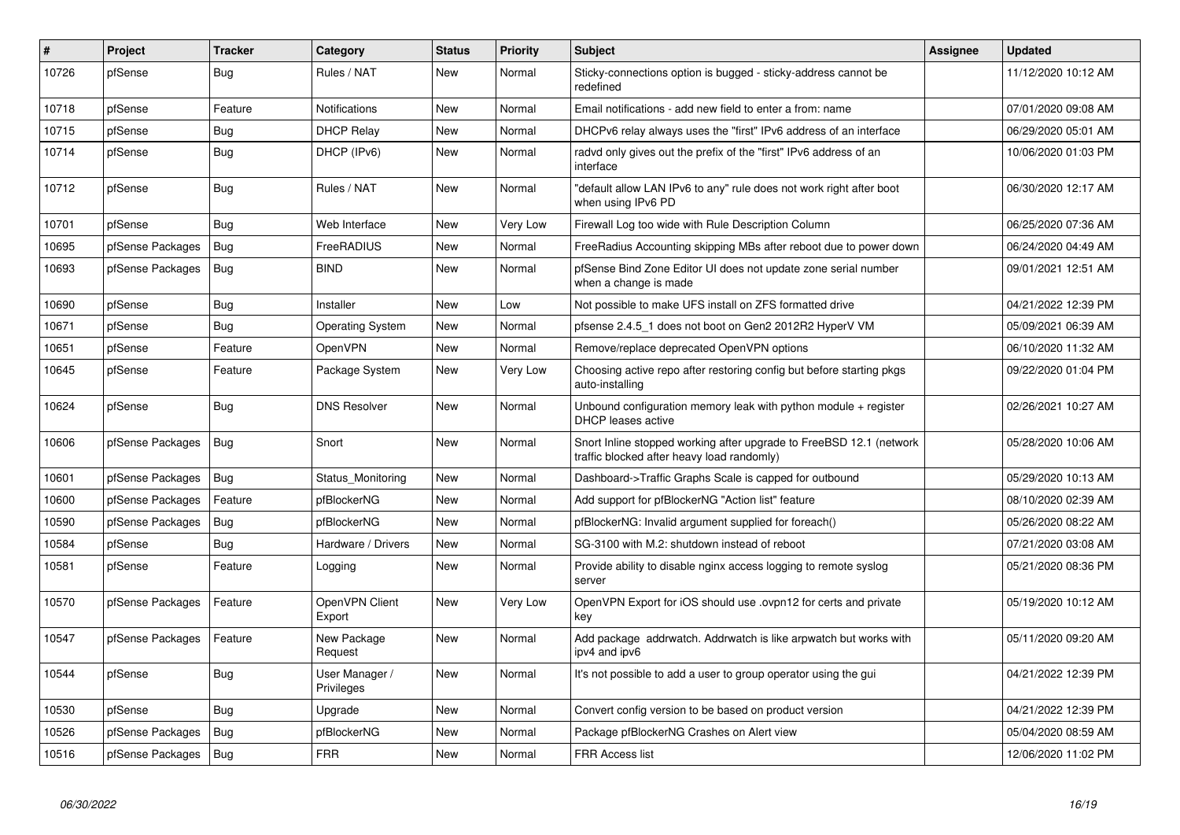| # | Project | Tracker | Category | Status | Priority | Subject | Assignee | Updated |
|---|---|---|---|---|---|---|---|---|
| 10726 | pfSense | Bug | Rules / NAT | New | Normal | Sticky-connections option is bugged - sticky-address cannot be redefined | | 11/12/2020 10:12 AM |
| 10718 | pfSense | Feature | Notifications | New | Normal | Email notifications - add new field to enter a from: name | | 07/01/2020 09:08 AM |
| 10715 | pfSense | Bug | DHCP Relay | New | Normal | DHCPv6 relay always uses the "first" IPv6 address of an interface | | 06/29/2020 05:01 AM |
| 10714 | pfSense | Bug | DHCP (IPv6) | New | Normal | radvd only gives out the prefix of the "first" IPv6 address of an interface | | 10/06/2020 01:03 PM |
| 10712 | pfSense | Bug | Rules / NAT | New | Normal | "default allow LAN IPv6 to any" rule does not work right after boot when using IPv6 PD | | 06/30/2020 12:17 AM |
| 10701 | pfSense | Bug | Web Interface | New | Very Low | Firewall Log too wide with Rule Description Column | | 06/25/2020 07:36 AM |
| 10695 | pfSense Packages | Bug | FreeRADIUS | New | Normal | FreeRadius Accounting skipping MBs after reboot due to power down | | 06/24/2020 04:49 AM |
| 10693 | pfSense Packages | Bug | BIND | New | Normal | pfSense Bind Zone Editor UI does not update zone serial number when a change is made | | 09/01/2021 12:51 AM |
| 10690 | pfSense | Bug | Installer | New | Low | Not possible to make UFS install on ZFS formatted drive | | 04/21/2022 12:39 PM |
| 10671 | pfSense | Bug | Operating System | New | Normal | pfsense 2.4.5_1 does not boot on Gen2 2012R2 HyperV VM | | 05/09/2021 06:39 AM |
| 10651 | pfSense | Feature | OpenVPN | New | Normal | Remove/replace deprecated OpenVPN options | | 06/10/2020 11:32 AM |
| 10645 | pfSense | Feature | Package System | New | Very Low | Choosing active repo after restoring config but before starting pkgs auto-installing | | 09/22/2020 01:04 PM |
| 10624 | pfSense | Bug | DNS Resolver | New | Normal | Unbound configuration memory leak with python module + register DHCP leases active | | 02/26/2021 10:27 AM |
| 10606 | pfSense Packages | Bug | Snort | New | Normal | Snort Inline stopped working after upgrade to FreeBSD 12.1 (network traffic blocked after heavy load randomly) | | 05/28/2020 10:06 AM |
| 10601 | pfSense Packages | Bug | Status_Monitoring | New | Normal | Dashboard->Traffic Graphs Scale is capped for outbound | | 05/29/2020 10:13 AM |
| 10600 | pfSense Packages | Feature | pfBlockerNG | New | Normal | Add support for pfBlockerNG "Action list" feature | | 08/10/2020 02:39 AM |
| 10590 | pfSense Packages | Bug | pfBlockerNG | New | Normal | pfBlockerNG: Invalid argument supplied for foreach() | | 05/26/2020 08:22 AM |
| 10584 | pfSense | Bug | Hardware / Drivers | New | Normal | SG-3100 with M.2: shutdown instead of reboot | | 07/21/2020 03:08 AM |
| 10581 | pfSense | Feature | Logging | New | Normal | Provide ability to disable nginx access logging to remote syslog server | | 05/21/2020 08:36 PM |
| 10570 | pfSense Packages | Feature | OpenVPN Client Export | New | Very Low | OpenVPN Export for iOS should use .ovpn12 for certs and private key | | 05/19/2020 10:12 AM |
| 10547 | pfSense Packages | Feature | New Package Request | New | Normal | Add package addrwatch. Addrwatch is like arpwatch but works with ipv4 and ipv6 | | 05/11/2020 09:20 AM |
| 10544 | pfSense | Bug | User Manager / Privileges | New | Normal | It's not possible to add a user to group operator using the gui | | 04/21/2022 12:39 PM |
| 10530 | pfSense | Bug | Upgrade | New | Normal | Convert config version to be based on product version | | 04/21/2022 12:39 PM |
| 10526 | pfSense Packages | Bug | pfBlockerNG | New | Normal | Package pfBlockerNG Crashes on Alert view | | 05/04/2020 08:59 AM |
| 10516 | pfSense Packages | Bug | FRR | New | Normal | FRR Access list | | 12/06/2020 11:02 PM |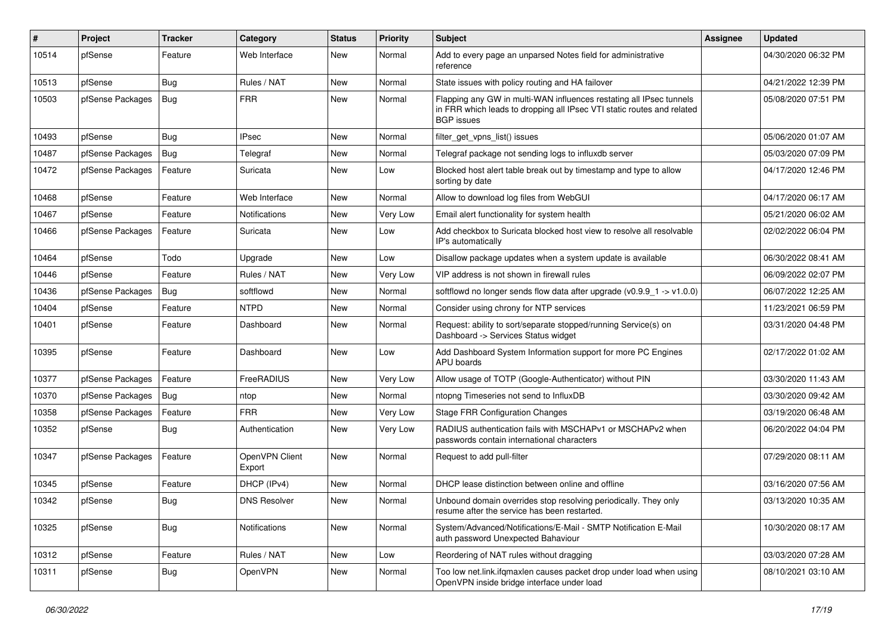| # | Project | Tracker | Category | Status | Priority | Subject | Assignee | Updated |
| --- | --- | --- | --- | --- | --- | --- | --- | --- |
| 10514 | pfSense | Feature | Web Interface | New | Normal | Add to every page an unparsed Notes field for administrative reference | | 04/30/2020 06:32 PM |
| 10513 | pfSense | Bug | Rules / NAT | New | Normal | State issues with policy routing and HA failover | | 04/21/2022 12:39 PM |
| 10503 | pfSense Packages | Bug | FRR | New | Normal | Flapping any GW in multi-WAN influences restating all IPsec tunnels in FRR which leads to dropping all IPsec VTI static routes and related BGP issues | | 05/08/2020 07:51 PM |
| 10493 | pfSense | Bug | IPsec | New | Normal | filter_get_vpns_list() issues | | 05/06/2020 01:07 AM |
| 10487 | pfSense Packages | Bug | Telegraf | New | Normal | Telegraf package not sending logs to influxdb server | | 05/03/2020 07:09 PM |
| 10472 | pfSense Packages | Feature | Suricata | New | Low | Blocked host alert table break out by timestamp and type to allow sorting by date | | 04/17/2020 12:46 PM |
| 10468 | pfSense | Feature | Web Interface | New | Normal | Allow to download log files from WebGUI | | 04/17/2020 06:17 AM |
| 10467 | pfSense | Feature | Notifications | New | Very Low | Email alert functionality for system health | | 05/21/2020 06:02 AM |
| 10466 | pfSense Packages | Feature | Suricata | New | Low | Add checkbox to Suricata blocked host view to resolve all resolvable IP's automatically | | 02/02/2022 06:04 PM |
| 10464 | pfSense | Todo | Upgrade | New | Low | Disallow package updates when a system update is available | | 06/30/2022 08:41 AM |
| 10446 | pfSense | Feature | Rules / NAT | New | Very Low | VIP address is not shown in firewall rules | | 06/09/2022 02:07 PM |
| 10436 | pfSense Packages | Bug | softflowd | New | Normal | softflowd no longer sends flow data after upgrade (v0.9.9_1 -> v1.0.0) | | 06/07/2022 12:25 AM |
| 10404 | pfSense | Feature | NTPD | New | Normal | Consider using chrony for NTP services | | 11/23/2021 06:59 PM |
| 10401 | pfSense | Feature | Dashboard | New | Normal | Request: ability to sort/separate stopped/running Service(s) on Dashboard -> Services Status widget | | 03/31/2020 04:48 PM |
| 10395 | pfSense | Feature | Dashboard | New | Low | Add Dashboard System Information support for more PC Engines APU boards | | 02/17/2022 01:02 AM |
| 10377 | pfSense Packages | Feature | FreeRADIUS | New | Very Low | Allow usage of TOTP (Google-Authenticator) without PIN | | 03/30/2020 11:43 AM |
| 10370 | pfSense Packages | Bug | ntop | New | Normal | ntopng Timeseries not send to InfluxDB | | 03/30/2020 09:42 AM |
| 10358 | pfSense Packages | Feature | FRR | New | Very Low | Stage FRR Configuration Changes | | 03/19/2020 06:48 AM |
| 10352 | pfSense | Bug | Authentication | New | Very Low | RADIUS authentication fails with MSCHAPv1 or MSCHAPv2 when passwords contain international characters | | 06/20/2022 04:04 PM |
| 10347 | pfSense Packages | Feature | OpenVPN Client Export | New | Normal | Request to add pull-filter | | 07/29/2020 08:11 AM |
| 10345 | pfSense | Feature | DHCP (IPv4) | New | Normal | DHCP lease distinction between online and offline | | 03/16/2020 07:56 AM |
| 10342 | pfSense | Bug | DNS Resolver | New | Normal | Unbound domain overrides stop resolving periodically. They only resume after the service has been restarted. | | 03/13/2020 10:35 AM |
| 10325 | pfSense | Bug | Notifications | New | Normal | System/Advanced/Notifications/E-Mail - SMTP Notification E-Mail auth password Unexpected Bahaviour | | 10/30/2020 08:17 AM |
| 10312 | pfSense | Feature | Rules / NAT | New | Low | Reordering of NAT rules without dragging | | 03/03/2020 07:28 AM |
| 10311 | pfSense | Bug | OpenVPN | New | Normal | Too low net.link.ifqmaxlen causes packet drop under load when using OpenVPN inside bridge interface under load | | 08/10/2021 03:10 AM |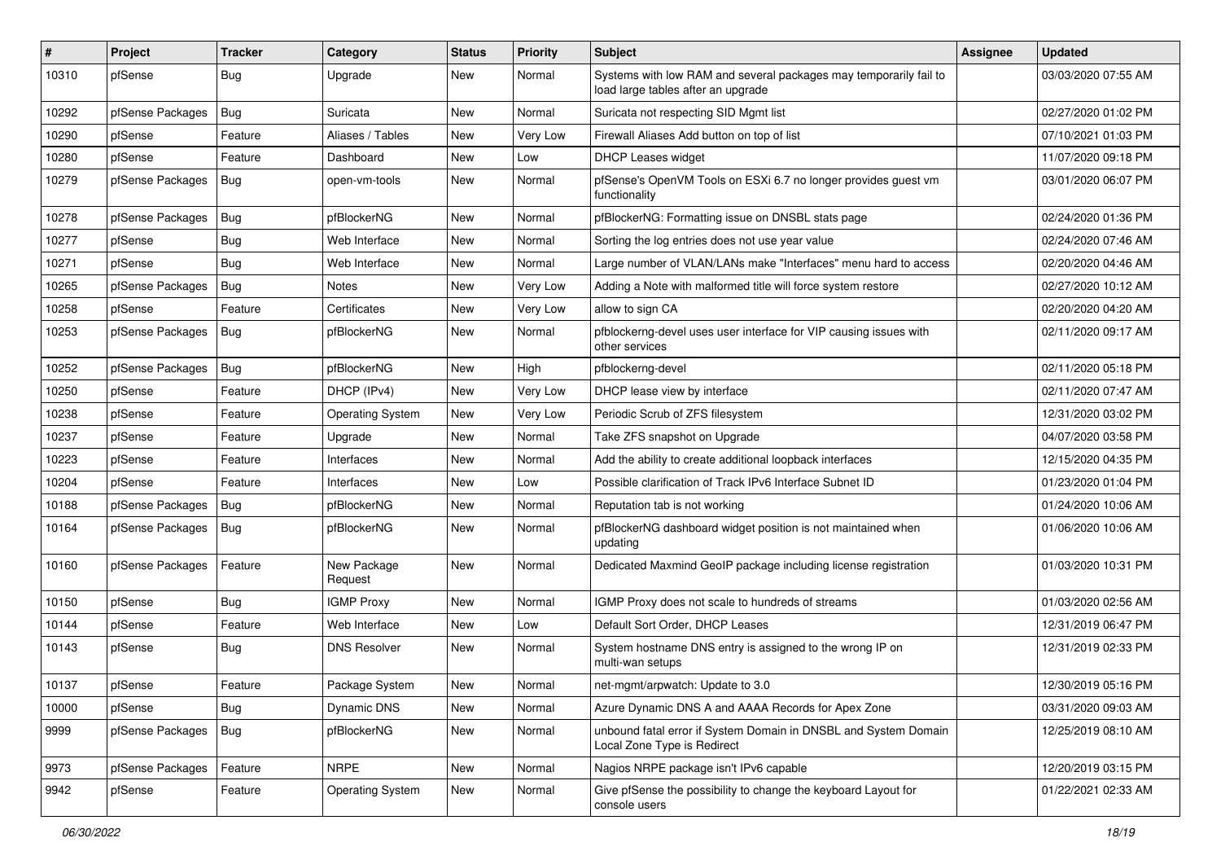| # | Project | Tracker | Category | Status | Priority | Subject | Assignee | Updated |
| --- | --- | --- | --- | --- | --- | --- | --- | --- |
| 10310 | pfSense | Bug | Upgrade | New | Normal | Systems with low RAM and several packages may temporarily fail to load large tables after an upgrade | | 03/03/2020 07:55 AM |
| 10292 | pfSense Packages | Bug | Suricata | New | Normal | Suricata not respecting SID Mgmt list | | 02/27/2020 01:02 PM |
| 10290 | pfSense | Feature | Aliases / Tables | New | Very Low | Firewall Aliases Add button on top of list | | 07/10/2021 01:03 PM |
| 10280 | pfSense | Feature | Dashboard | New | Low | DHCP Leases widget | | 11/07/2020 09:18 PM |
| 10279 | pfSense Packages | Bug | open-vm-tools | New | Normal | pfSense's OpenVM Tools on ESXi 6.7 no longer provides guest vm functionality | | 03/01/2020 06:07 PM |
| 10278 | pfSense Packages | Bug | pfBlockerNG | New | Normal | pfBlockerNG: Formatting issue on DNSBL stats page | | 02/24/2020 01:36 PM |
| 10277 | pfSense | Bug | Web Interface | New | Normal | Sorting the log entries does not use year value | | 02/24/2020 07:46 AM |
| 10271 | pfSense | Bug | Web Interface | New | Normal | Large number of VLAN/LANs make "Interfaces" menu hard to access | | 02/20/2020 04:46 AM |
| 10265 | pfSense Packages | Bug | Notes | New | Very Low | Adding a Note with malformed title will force system restore | | 02/27/2020 10:12 AM |
| 10258 | pfSense | Feature | Certificates | New | Very Low | allow to sign CA | | 02/20/2020 04:20 AM |
| 10253 | pfSense Packages | Bug | pfBlockerNG | New | Normal | pfblockerng-devel uses user interface for VIP causing issues with other services | | 02/11/2020 09:17 AM |
| 10252 | pfSense Packages | Bug | pfBlockerNG | New | High | pfblockerng-devel | | 02/11/2020 05:18 PM |
| 10250 | pfSense | Feature | DHCP (IPv4) | New | Very Low | DHCP lease view by interface | | 02/11/2020 07:47 AM |
| 10238 | pfSense | Feature | Operating System | New | Very Low | Periodic Scrub of ZFS filesystem | | 12/31/2020 03:02 PM |
| 10237 | pfSense | Feature | Upgrade | New | Normal | Take ZFS snapshot on Upgrade | | 04/07/2020 03:58 PM |
| 10223 | pfSense | Feature | Interfaces | New | Normal | Add the ability to create additional loopback interfaces | | 12/15/2020 04:35 PM |
| 10204 | pfSense | Feature | Interfaces | New | Low | Possible clarification of Track IPv6 Interface Subnet ID | | 01/23/2020 01:04 PM |
| 10188 | pfSense Packages | Bug | pfBlockerNG | New | Normal | Reputation tab is not working | | 01/24/2020 10:06 AM |
| 10164 | pfSense Packages | Bug | pfBlockerNG | New | Normal | pfBlockerNG dashboard widget position is not maintained when updating | | 01/06/2020 10:06 AM |
| 10160 | pfSense Packages | Feature | New Package Request | New | Normal | Dedicated Maxmind GeoIP package including license registration | | 01/03/2020 10:31 PM |
| 10150 | pfSense | Bug | IGMP Proxy | New | Normal | IGMP Proxy does not scale to hundreds of streams | | 01/03/2020 02:56 AM |
| 10144 | pfSense | Feature | Web Interface | New | Low | Default Sort Order, DHCP Leases | | 12/31/2019 06:47 PM |
| 10143 | pfSense | Bug | DNS Resolver | New | Normal | System hostname DNS entry is assigned to the wrong IP on multi-wan setups | | 12/31/2019 02:33 PM |
| 10137 | pfSense | Feature | Package System | New | Normal | net-mgmt/arpwatch: Update to 3.0 | | 12/30/2019 05:16 PM |
| 10000 | pfSense | Bug | Dynamic DNS | New | Normal | Azure Dynamic DNS A and AAAA Records for Apex Zone | | 03/31/2020 09:03 AM |
| 9999 | pfSense Packages | Bug | pfBlockerNG | New | Normal | unbound fatal error if System Domain in DNSBL and System Domain Local Zone Type is Redirect | | 12/25/2019 08:10 AM |
| 9973 | pfSense Packages | Feature | NRPE | New | Normal | Nagios NRPE package isn't IPv6 capable | | 12/20/2019 03:15 PM |
| 9942 | pfSense | Feature | Operating System | New | Normal | Give pfSense the possibility to change the keyboard Layout for console users | | 01/22/2021 02:33 AM |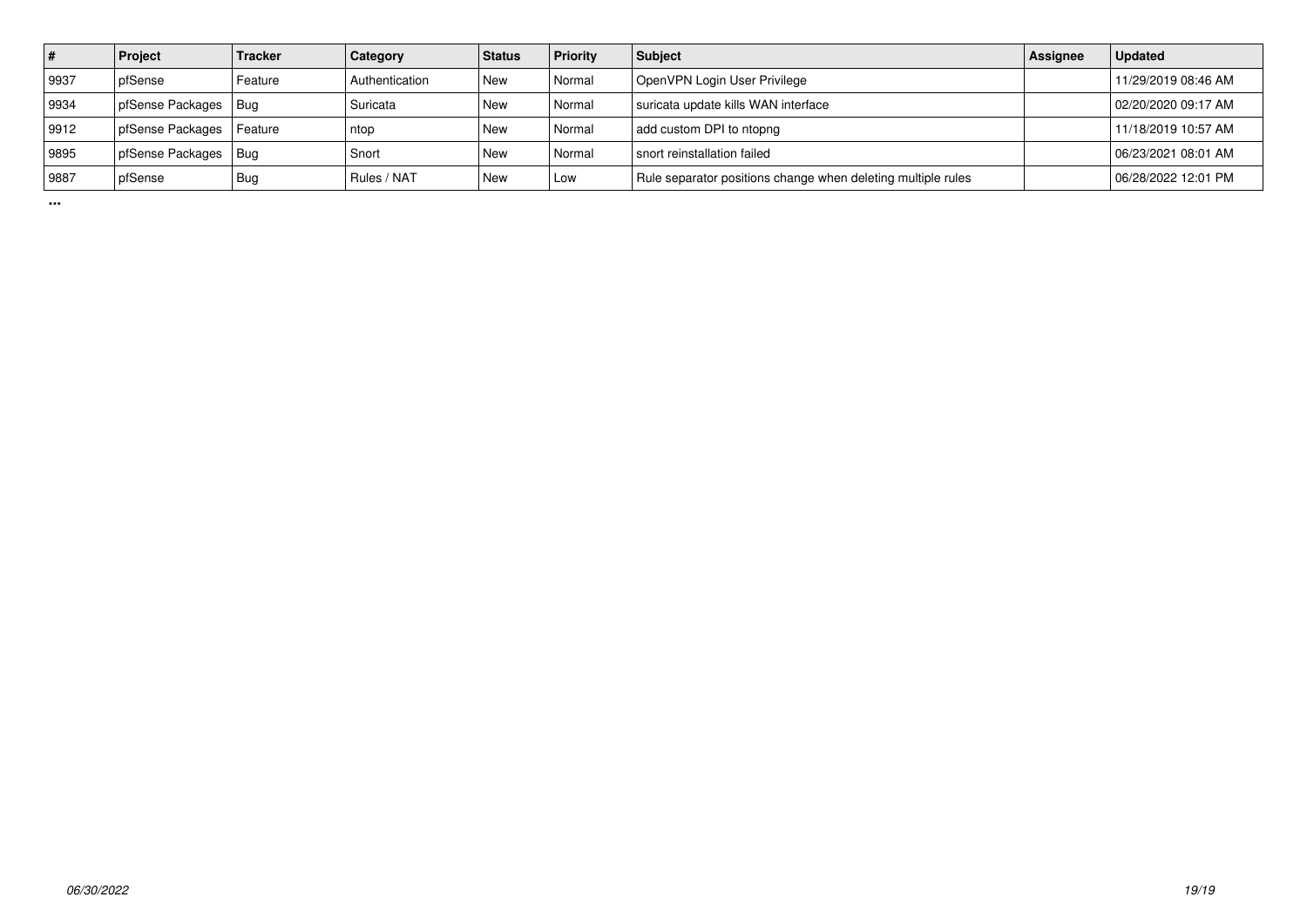| # | Project | Tracker | Category | Status | Priority | Subject | Assignee | Updated |
|---|---|---|---|---|---|---|---|---|
| 9937 | pfSense | Feature | Authentication | New | Normal | OpenVPN Login User Privilege | | 11/29/2019 08:46 AM |
| 9934 | pfSense Packages | Bug | Suricata | New | Normal | suricata update kills WAN interface | | 02/20/2020 09:17 AM |
| 9912 | pfSense Packages | Feature | ntop | New | Normal | add custom DPI to ntopng | | 11/18/2019 10:57 AM |
| 9895 | pfSense Packages | Bug | Snort | New | Normal | snort reinstallation failed | | 06/23/2021 08:01 AM |
| 9887 | pfSense | Bug | Rules / NAT | New | Low | Rule separator positions change when deleting multiple rules | | 06/28/2022 12:01 PM |

...